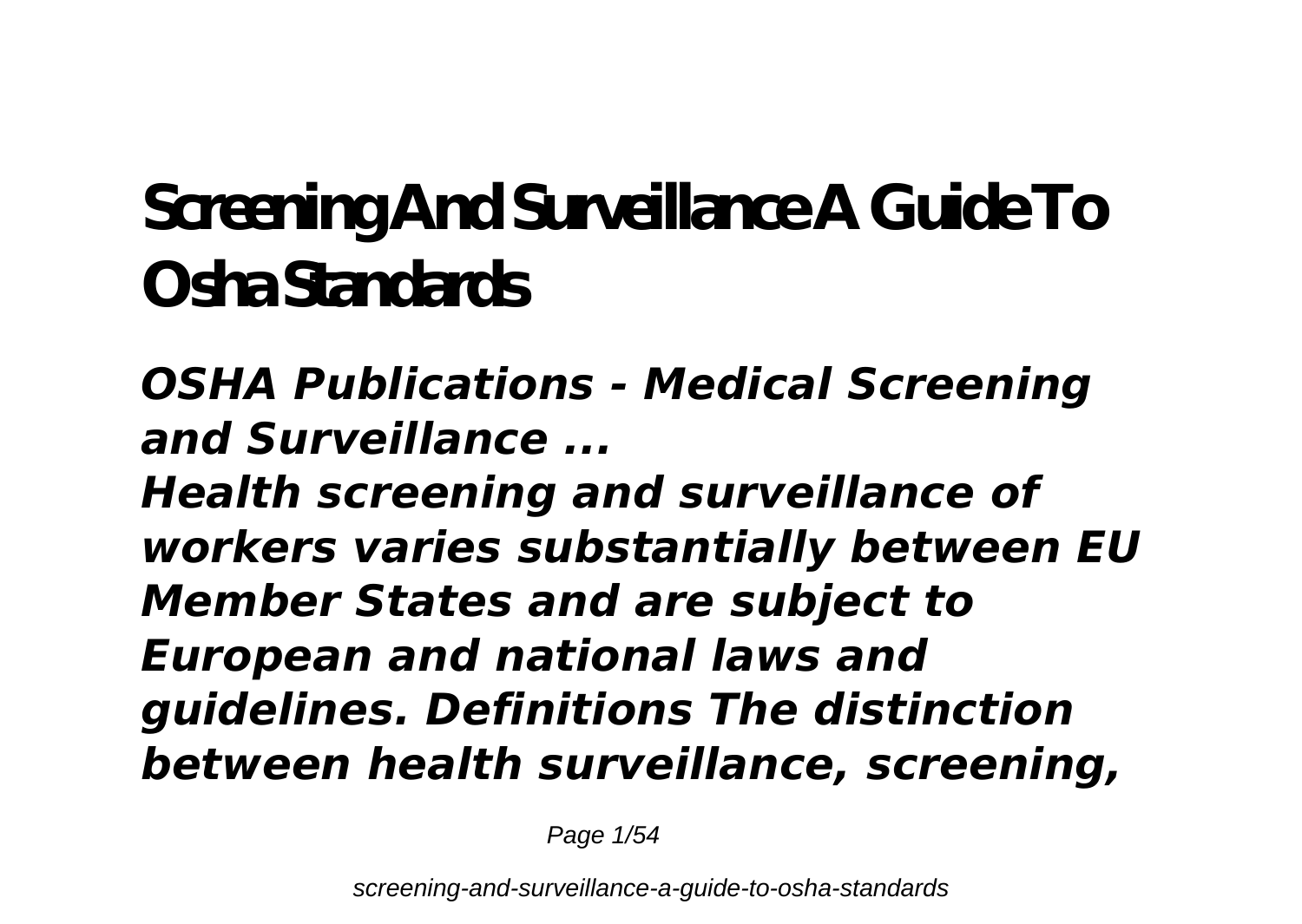# Screening And Surveillance A Guide To Osha Standards

***OSHA Publications - Medical Screening and Surveillance ...***

***Health screening and surveillance of workers varies substantially between EU Member States and are subject to European and national laws and guidelines. Definitions The distinction between health surveillance, screening,***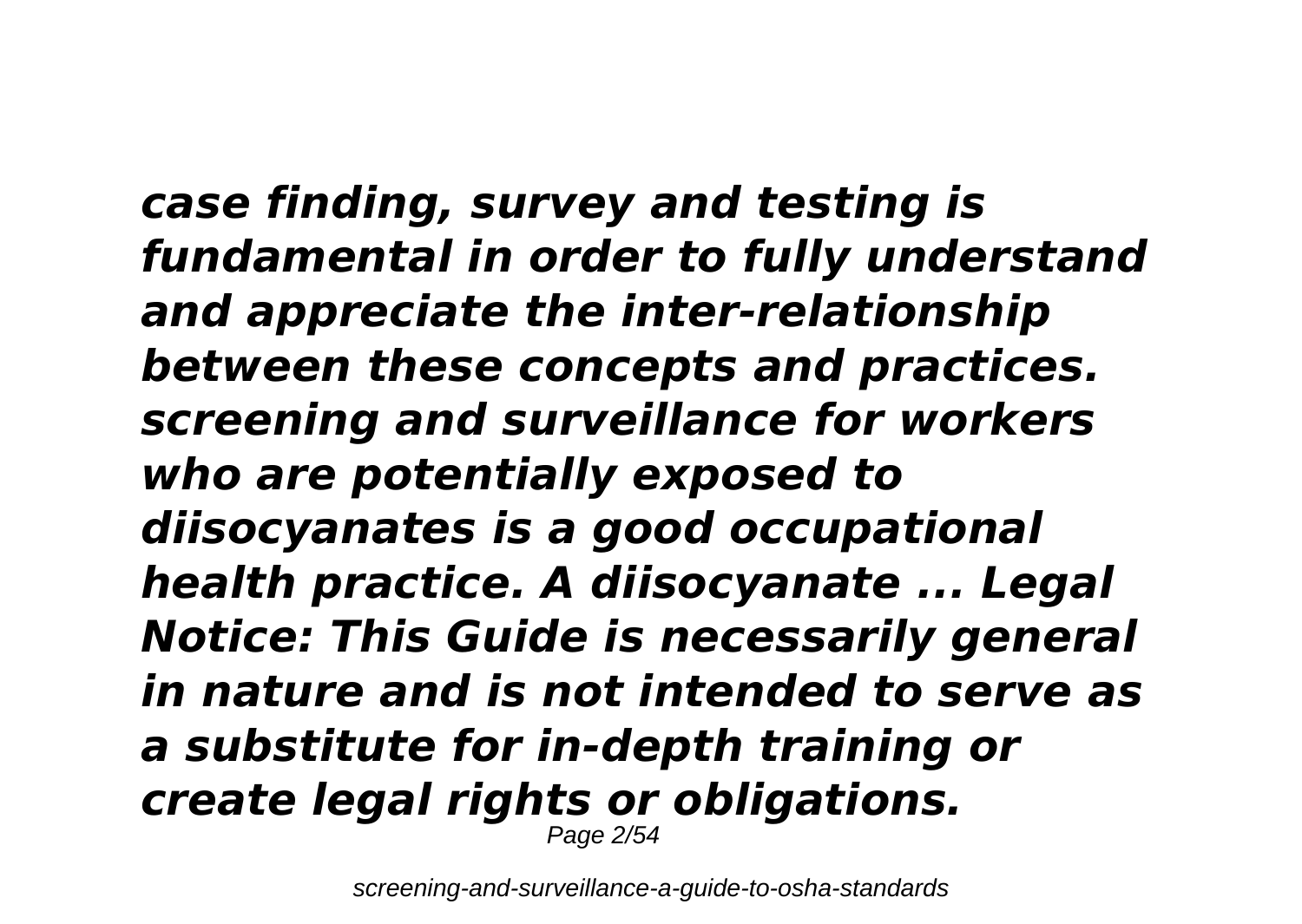***case finding, survey and testing is fundamental in order to fully understand and appreciate the inter-relationship between these concepts and practices. screening and surveillance for workers who are potentially exposed to diisocyanates is a good occupational health practice. A diisocyanate ... Legal Notice: This Guide is necessarily general in nature and is not intended to serve as a substitute for in-depth training or create legal rights or obligations.***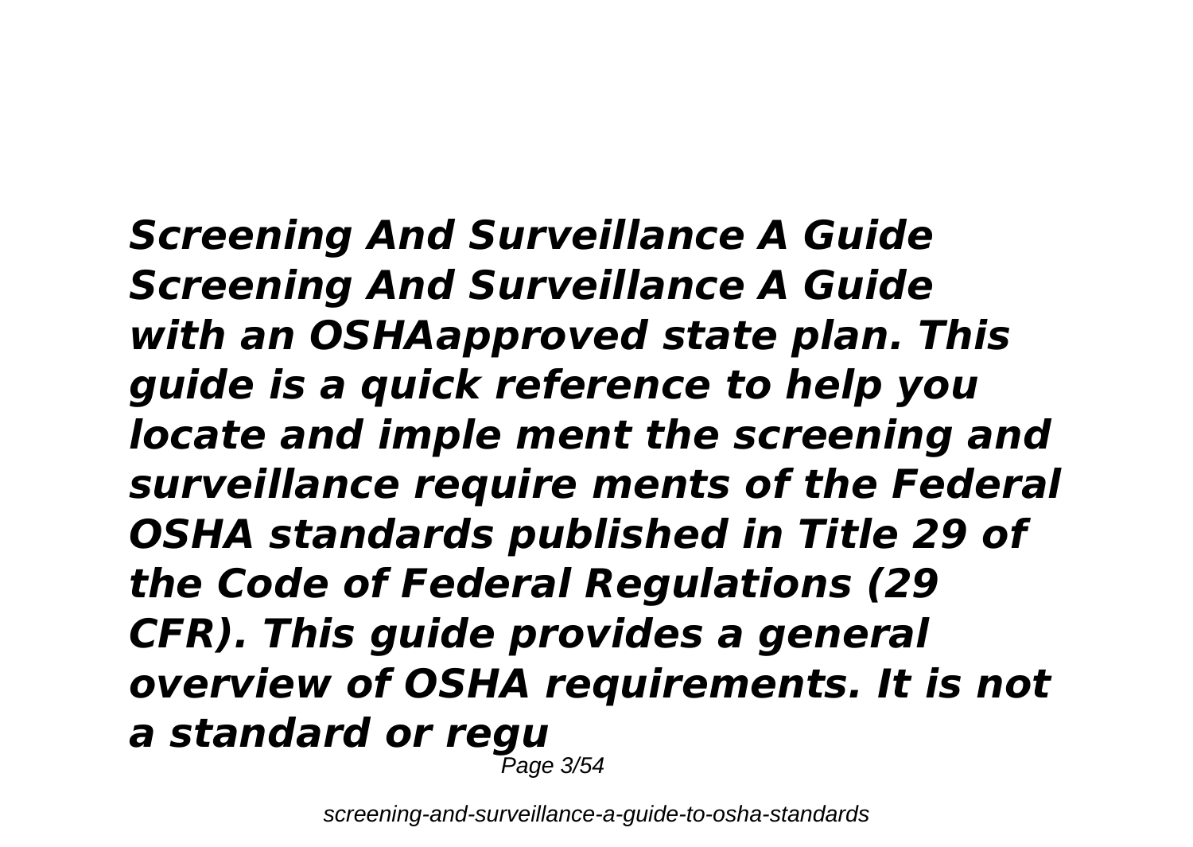***Screening And Surveillance A Guide***
***Screening And Surveillance A Guide***
***with an OSHAapproved state plan. This guide is a quick reference to help you locate and imple ment the screening and surveillance require ments of the Federal OSHA standards published in Title 29 of the Code of Federal Regulations (29 CFR). This guide provides a general overview of OSHA requirements. It is not a standard or regu***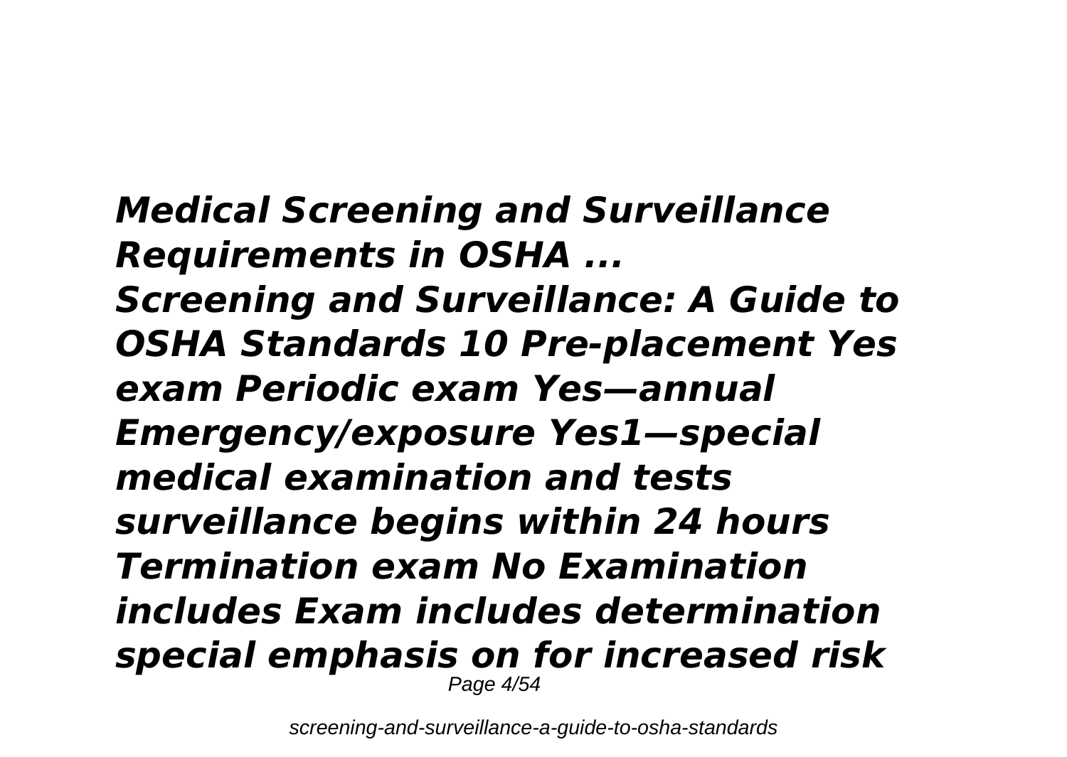***Medical Screening and Surveillance Requirements in OSHA ...***
***Screening and Surveillance: A Guide to OSHA Standards 10 Pre-placement Yes exam Periodic exam Yes—annual Emergency/exposure Yes1—special medical examination and tests surveillance begins within 24 hours Termination exam No Examination includes Exam includes determination special emphasis on for increased risk***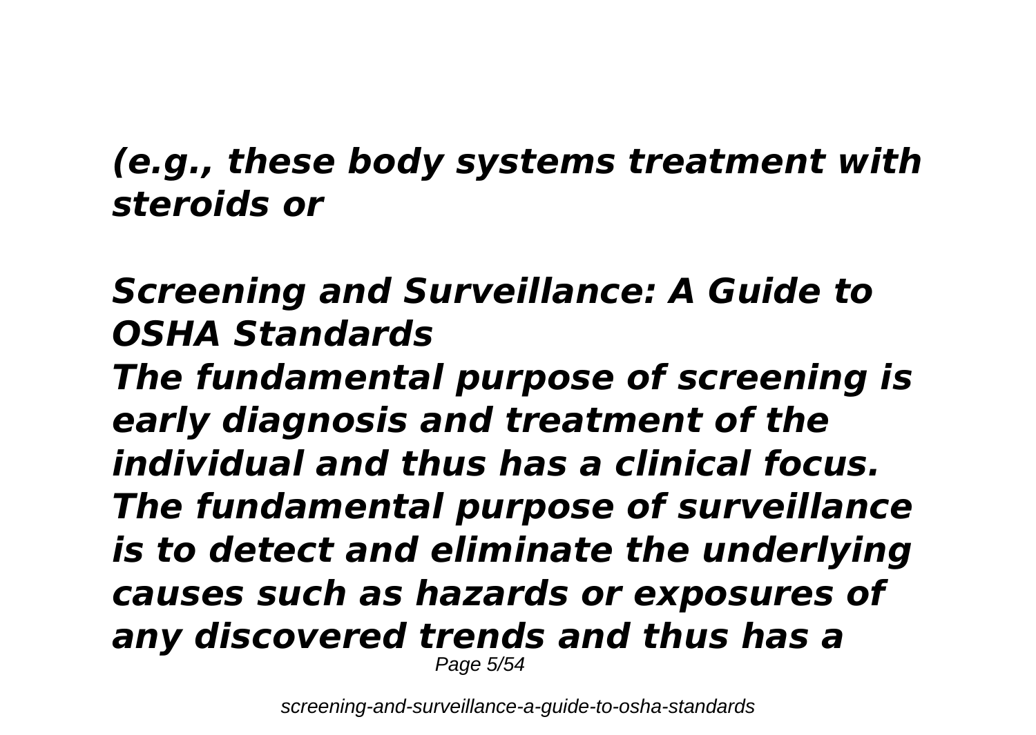*(e.g., these body systems treatment with steroids or*

## *Screening and Surveillance: A Guide to OSHA Standards*

*The fundamental purpose of screening is early diagnosis and treatment of the individual and thus has a clinical focus. The fundamental purpose of surveillance is to detect and eliminate the underlying causes such as hazards or exposures of any discovered trends and thus has a*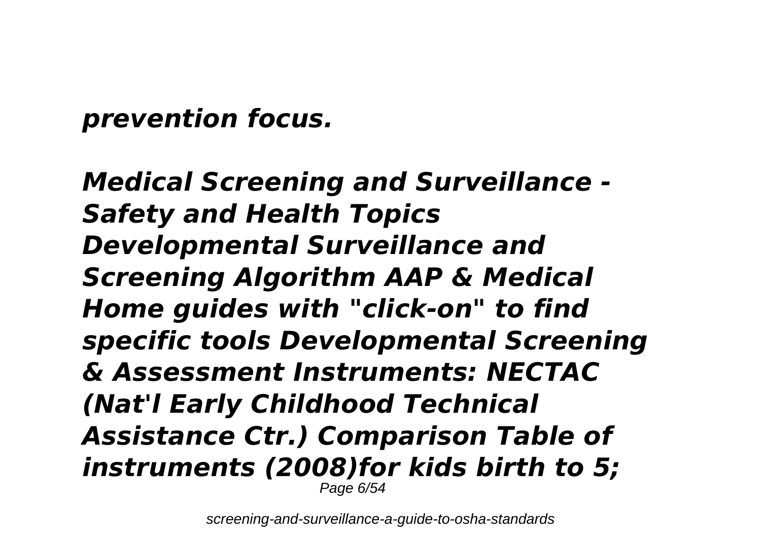***prevention focus.***

***Medical Screening and Surveillance - Safety and Health Topics Developmental Surveillance and Screening Algorithm AAP & Medical Home guides with "click-on" to find specific tools Developmental Screening & Assessment Instruments: NECTAC (Nat'l Early Childhood Technical Assistance Ctr.) Comparison Table of instruments (2008)for kids birth to 5;***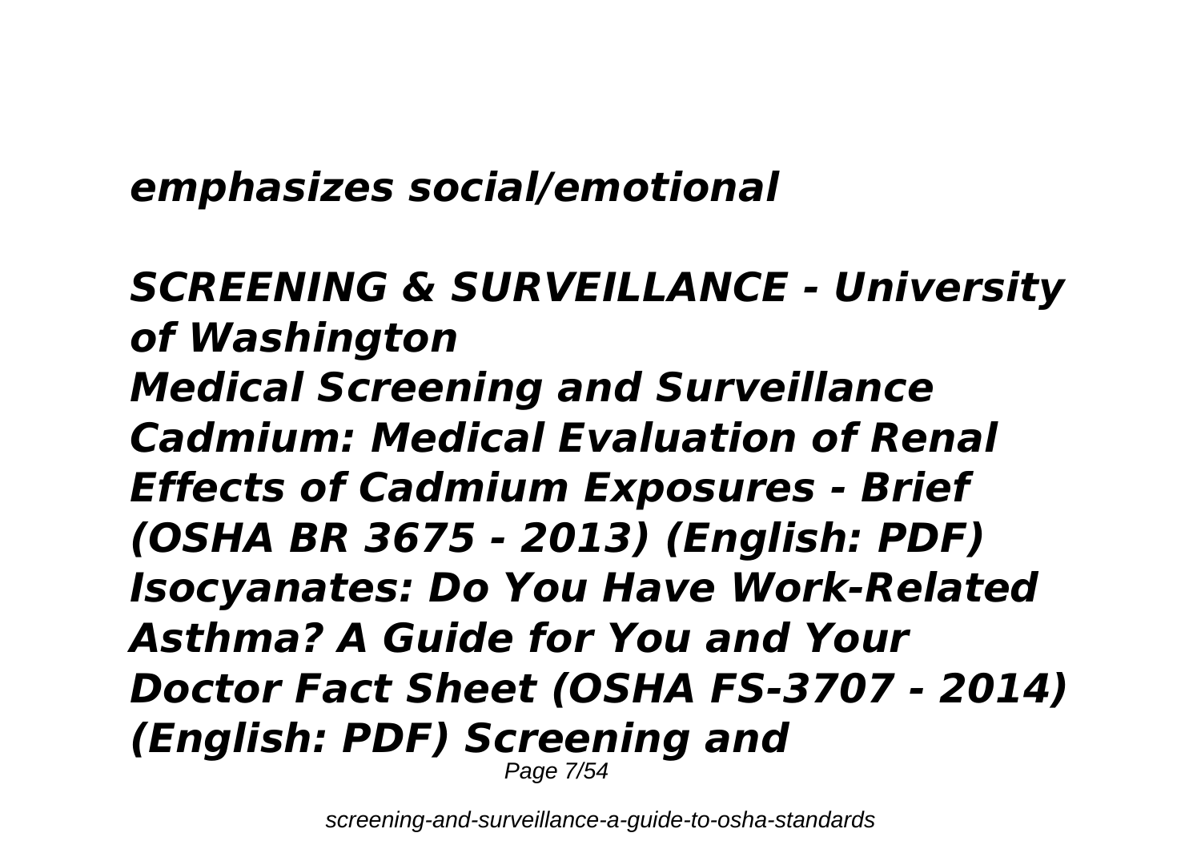***emphasizes social/emotional***

***SCREENING & SURVEILLANCE - University of Washington***

***Medical Screening and Surveillance Cadmium: Medical Evaluation of Renal Effects of Cadmium Exposures - Brief (OSHA BR 3675 - 2013) (English: PDF) Isocyanates: Do You Have Work-Related Asthma? A Guide for You and Your Doctor Fact Sheet (OSHA FS-3707 - 2014) (English: PDF) Screening and***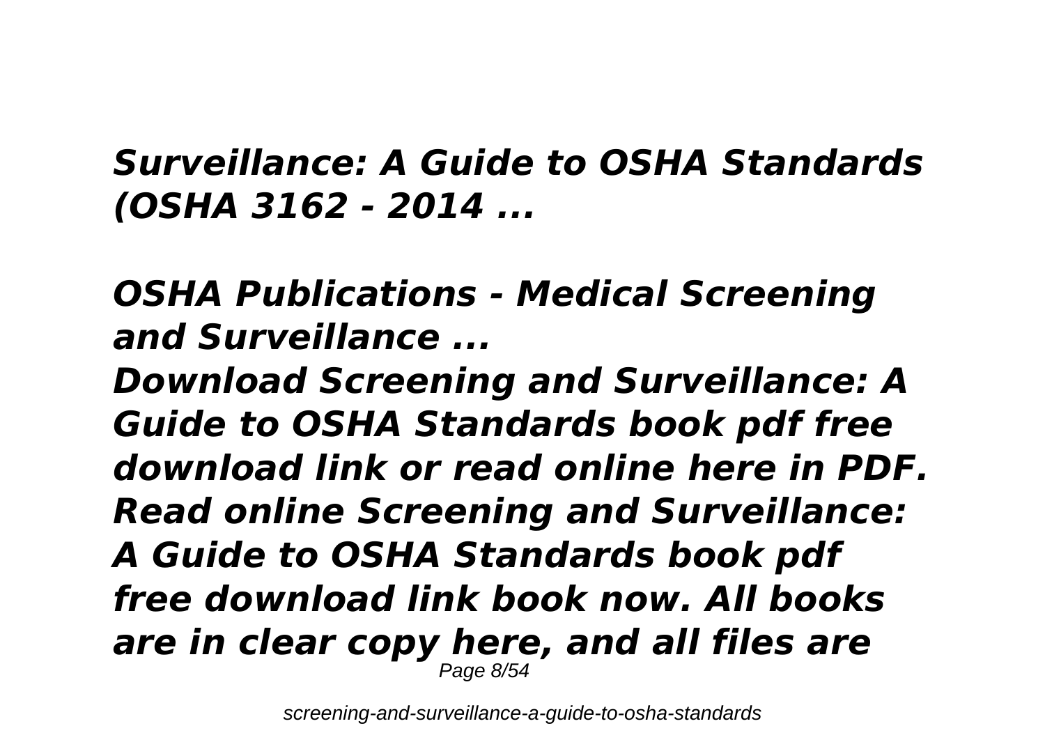***Surveillance: A Guide to OSHA Standards (OSHA 3162 - 2014 ...***

***OSHA Publications - Medical Screening and Surveillance ...***

***Download Screening and Surveillance: A Guide to OSHA Standards book pdf free download link or read online here in PDF. Read online Screening and Surveillance: A Guide to OSHA Standards book pdf free download link book now. All books are in clear copy here, and all files are***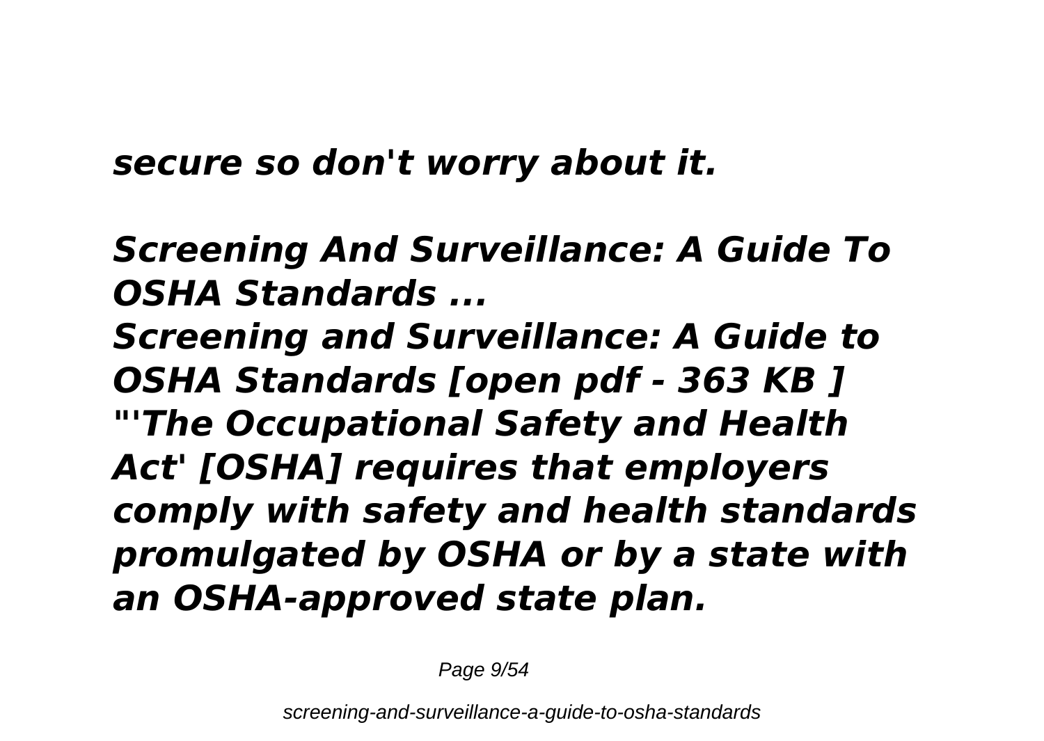***secure so don't worry about it.***

***Screening And Surveillance: A Guide To OSHA Standards ...***

***Screening and Surveillance: A Guide to OSHA Standards [open pdf - 363 KB ] "'The Occupational Safety and Health Act' [OSHA] requires that employers comply with safety and health standards promulgated by OSHA or by a state with an OSHA-approved state plan.***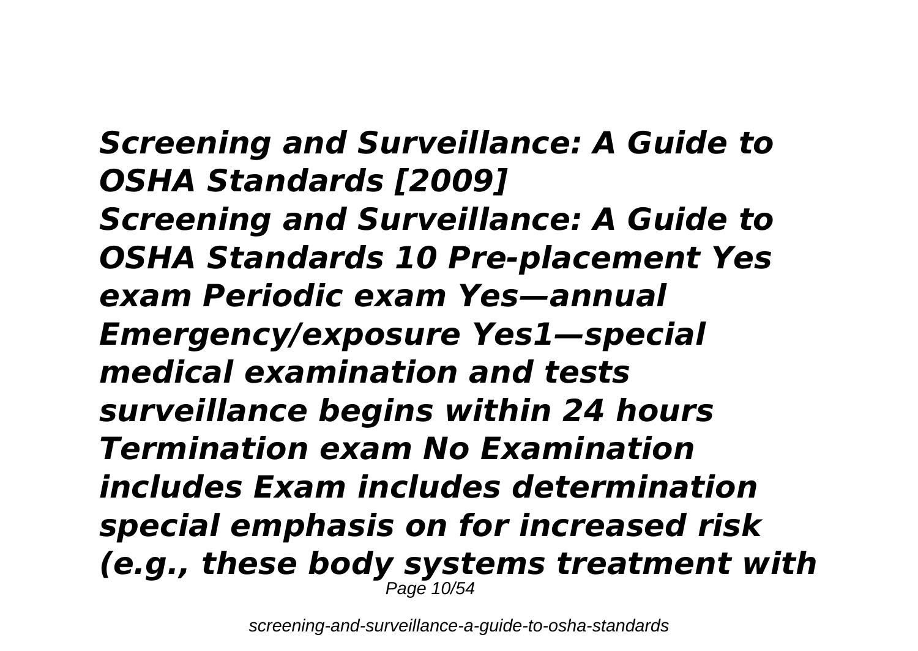***Screening and Surveillance: A Guide to OSHA Standards [2009]***

***Screening and Surveillance: A Guide to OSHA Standards 10 Pre-placement Yes exam Periodic exam Yes—annual Emergency/exposure Yes1—special medical examination and tests surveillance begins within 24 hours Termination exam No Examination includes Exam includes determination special emphasis on for increased risk (e.g., these body systems treatment with***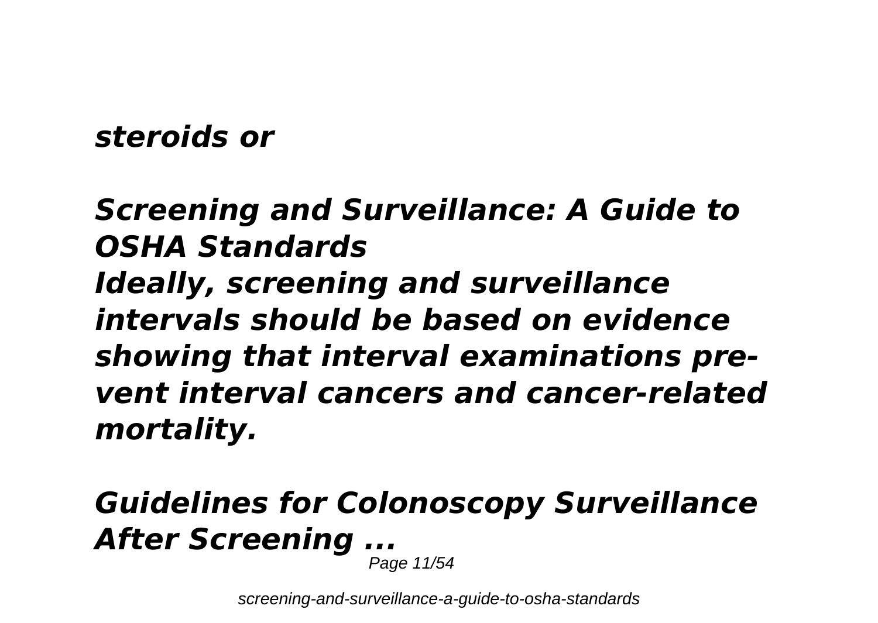***steroids or***

## *Screening and Surveillance: A Guide to OSHA Standards*

***Ideally, screening and surveillance intervals should be based on evidence showing that interval examinations pre-vent interval cancers and cancer-related mortality.***

## *Guidelines for Colonoscopy Surveillance After Screening ...*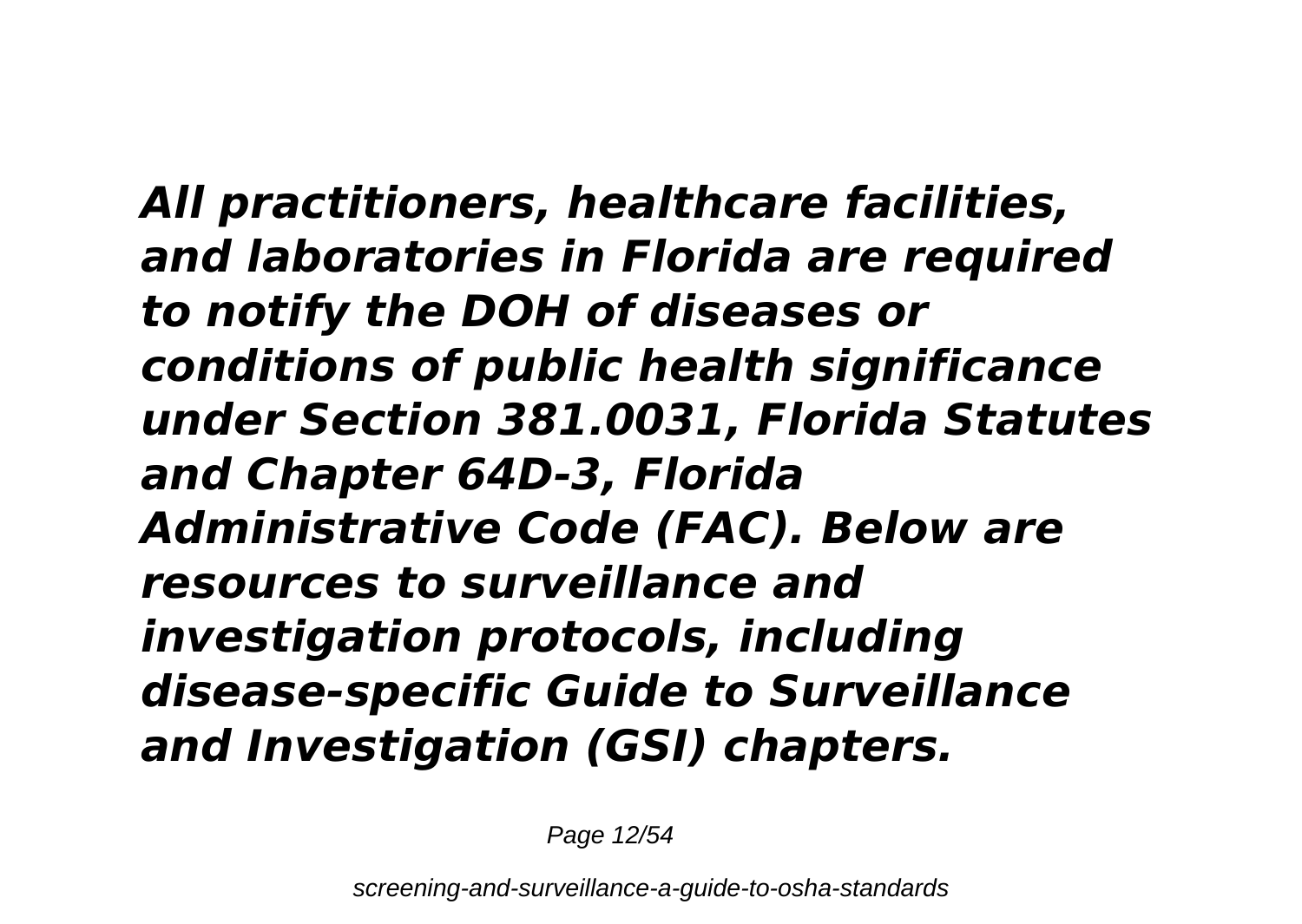***All practitioners, healthcare facilities, and laboratories in Florida are required to notify the DOH of diseases or conditions of public health significance under Section 381.0031, Florida Statutes and Chapter 64D-3, Florida Administrative Code (FAC). Below are resources to surveillance and investigation protocols, including disease-specific Guide to Surveillance and Investigation (GSI) chapters.***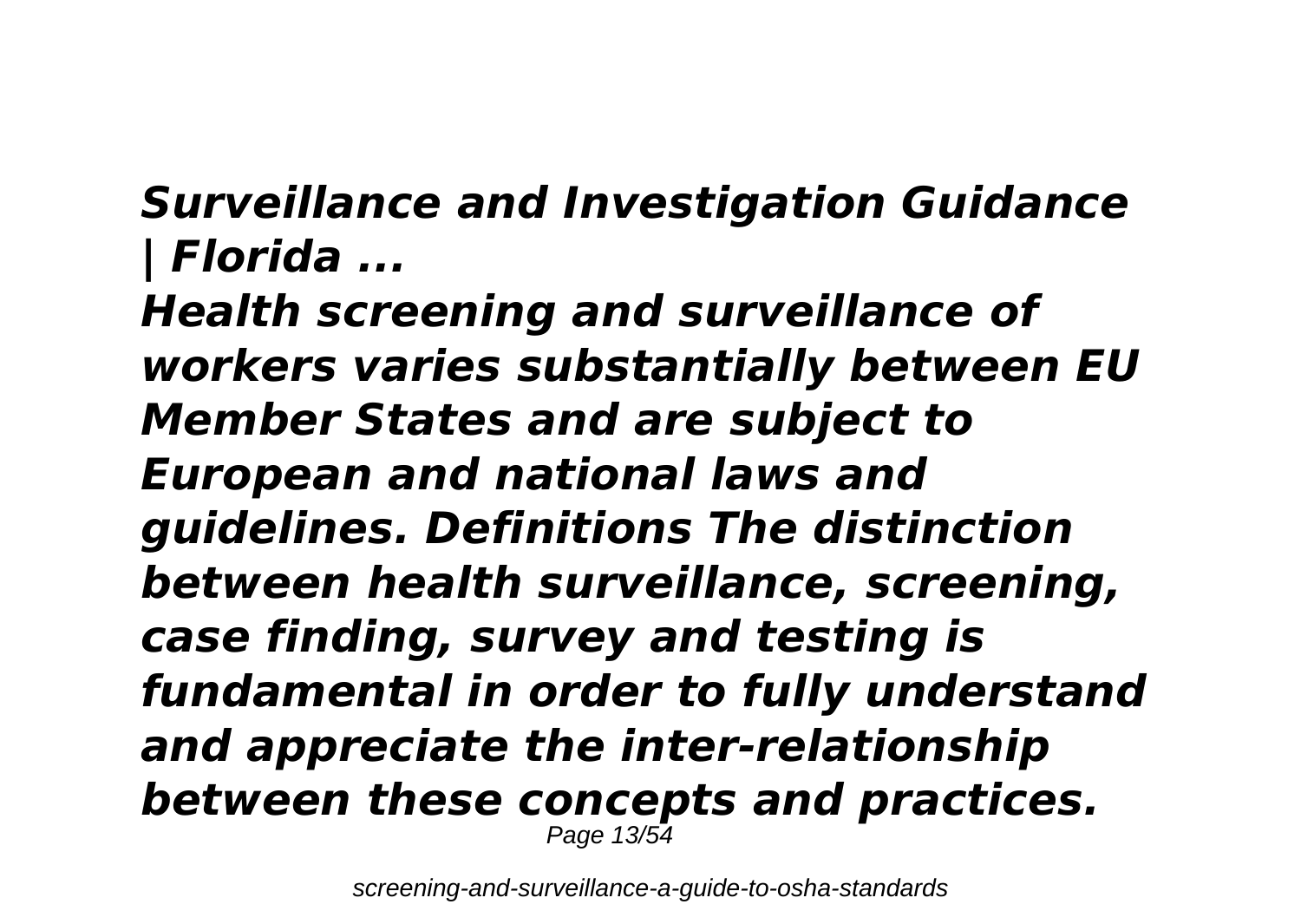***Surveillance and Investigation Guidance | Florida ...***

***Health screening and surveillance of workers varies substantially between EU Member States and are subject to European and national laws and guidelines. Definitions The distinction between health surveillance, screening, case finding, survey and testing is fundamental in order to fully understand and appreciate the inter-relationship between these concepts and practices.***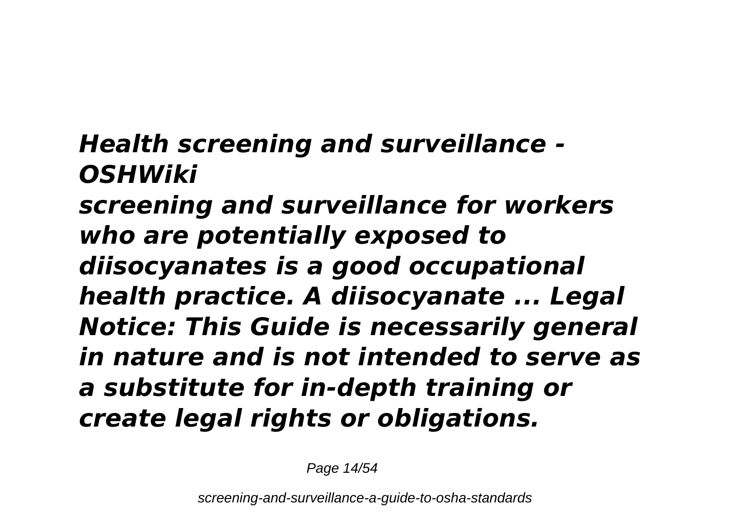***Health screening and surveillance - OSHWiki***

***screening and surveillance for workers who are potentially exposed to diisocyanates is a good occupational health practice. A diisocyanate ... Legal Notice: This Guide is necessarily general in nature and is not intended to serve as a substitute for in-depth training or create legal rights or obligations.***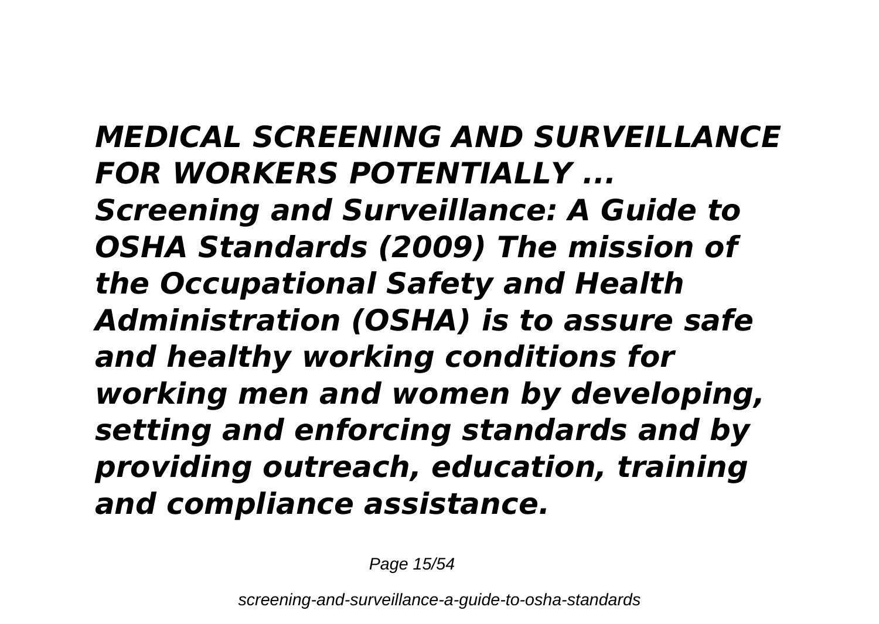***MEDICAL SCREENING AND SURVEILLANCE FOR WORKERS POTENTIALLY ...***

***Screening and Surveillance: A Guide to OSHA Standards (2009) The mission of the Occupational Safety and Health Administration (OSHA) is to assure safe and healthy working conditions for working men and women by developing, setting and enforcing standards and by providing outreach, education, training and compliance assistance.***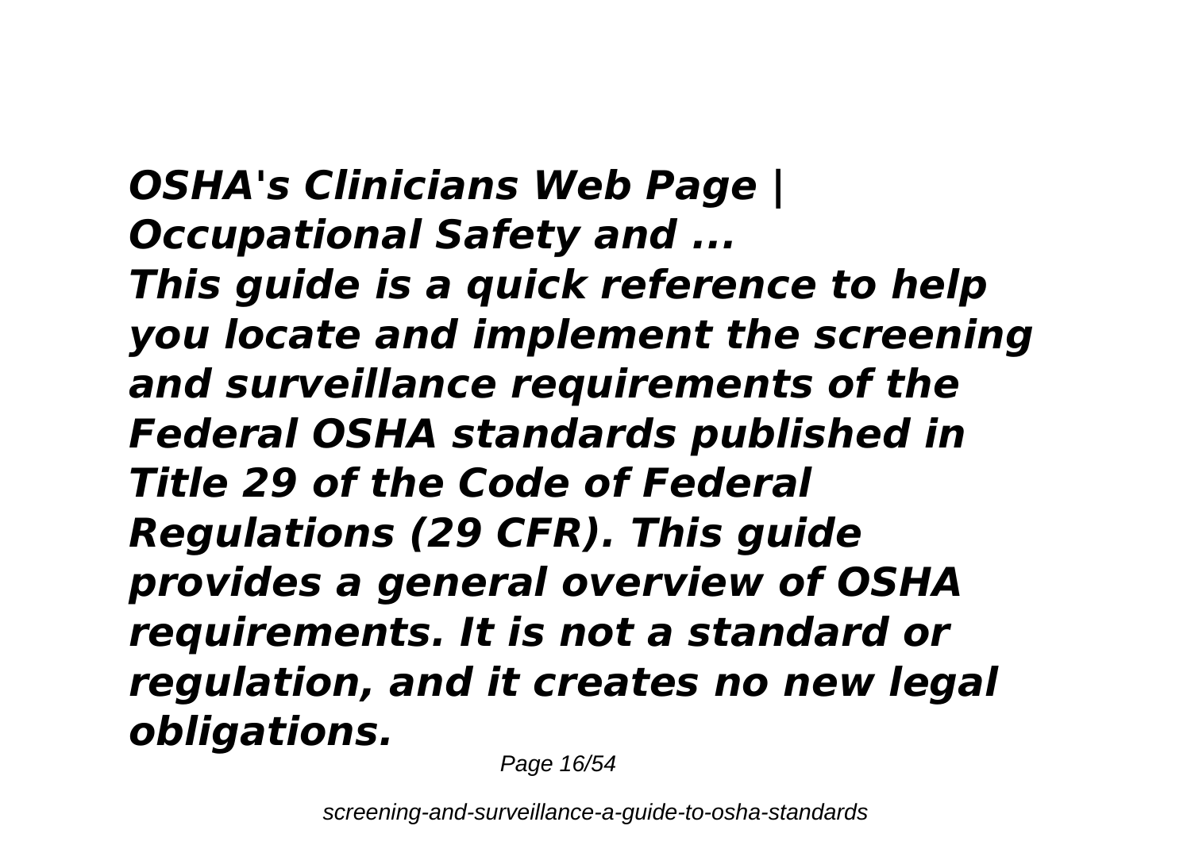***OSHA's Clinicians Web Page | Occupational Safety and ...***

***This guide is a quick reference to help you locate and implement the screening and surveillance requirements of the Federal OSHA standards published in Title 29 of the Code of Federal Regulations (29 CFR). This guide provides a general overview of OSHA requirements. It is not a standard or regulation, and it creates no new legal obligations.***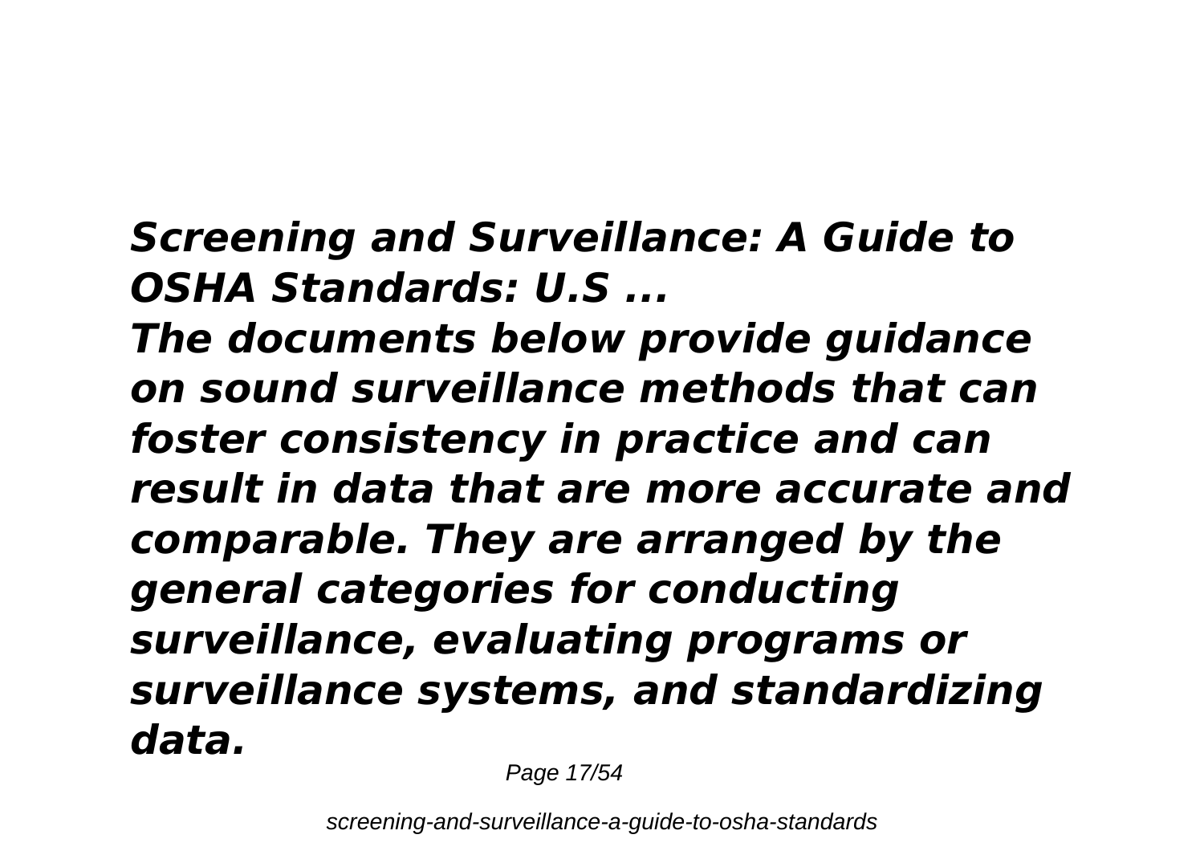***Screening and Surveillance: A Guide to OSHA Standards: U.S ...***

***The documents below provide guidance on sound surveillance methods that can foster consistency in practice and can result in data that are more accurate and comparable. They are arranged by the general categories for conducting surveillance, evaluating programs or surveillance systems, and standardizing data.***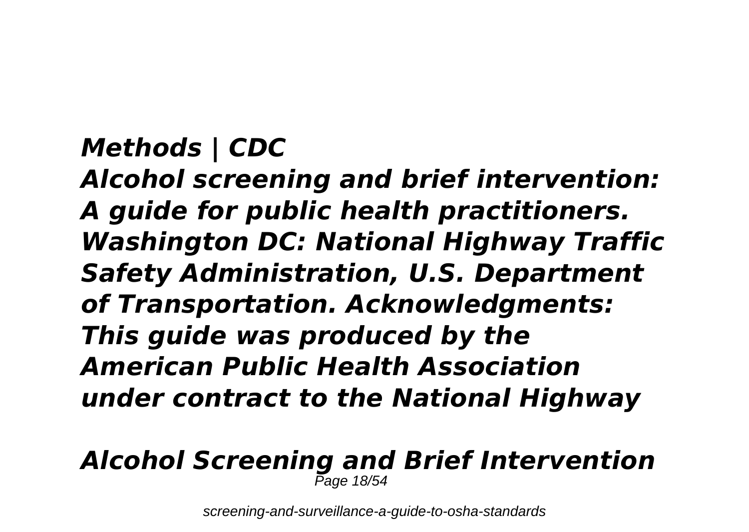***Methods | CDC***

***Alcohol screening and brief intervention: A guide for public health practitioners. Washington DC: National Highway Traffic Safety Administration, U.S. Department of Transportation. Acknowledgments: This guide was produced by the American Public Health Association under contract to the National Highway***

## *Alcohol Screening and Brief Intervention*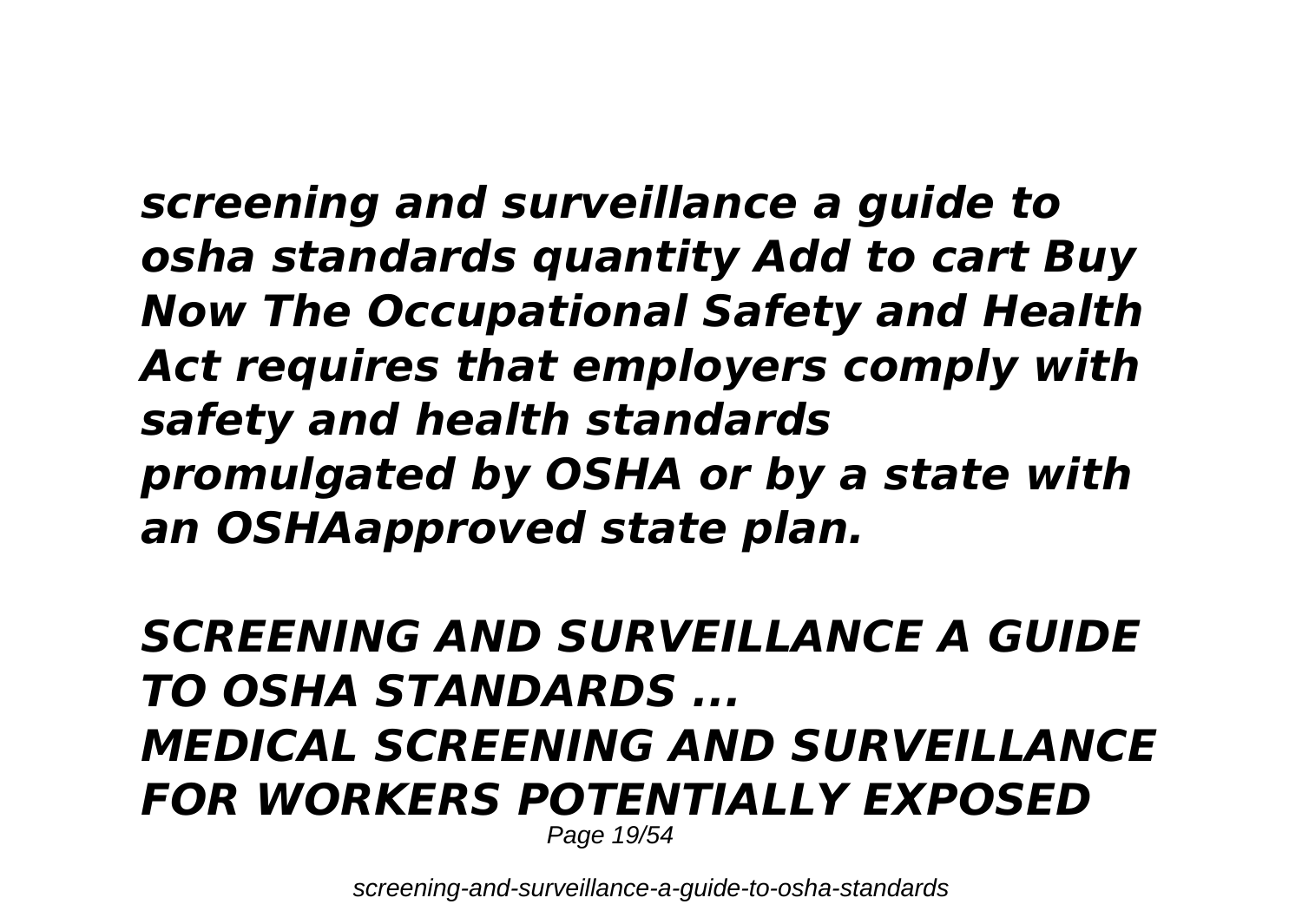***screening and surveillance a guide to osha standards quantity Add to cart Buy Now The Occupational Safety and Health Act requires that employers comply with safety and health standards promulgated by OSHA or by a state with an OSHAapproved state plan.***

## *SCREENING AND SURVEILLANCE A GUIDE TO OSHA STANDARDS ...*

## *MEDICAL SCREENING AND SURVEILLANCE FOR WORKERS POTENTIALLY EXPOSED*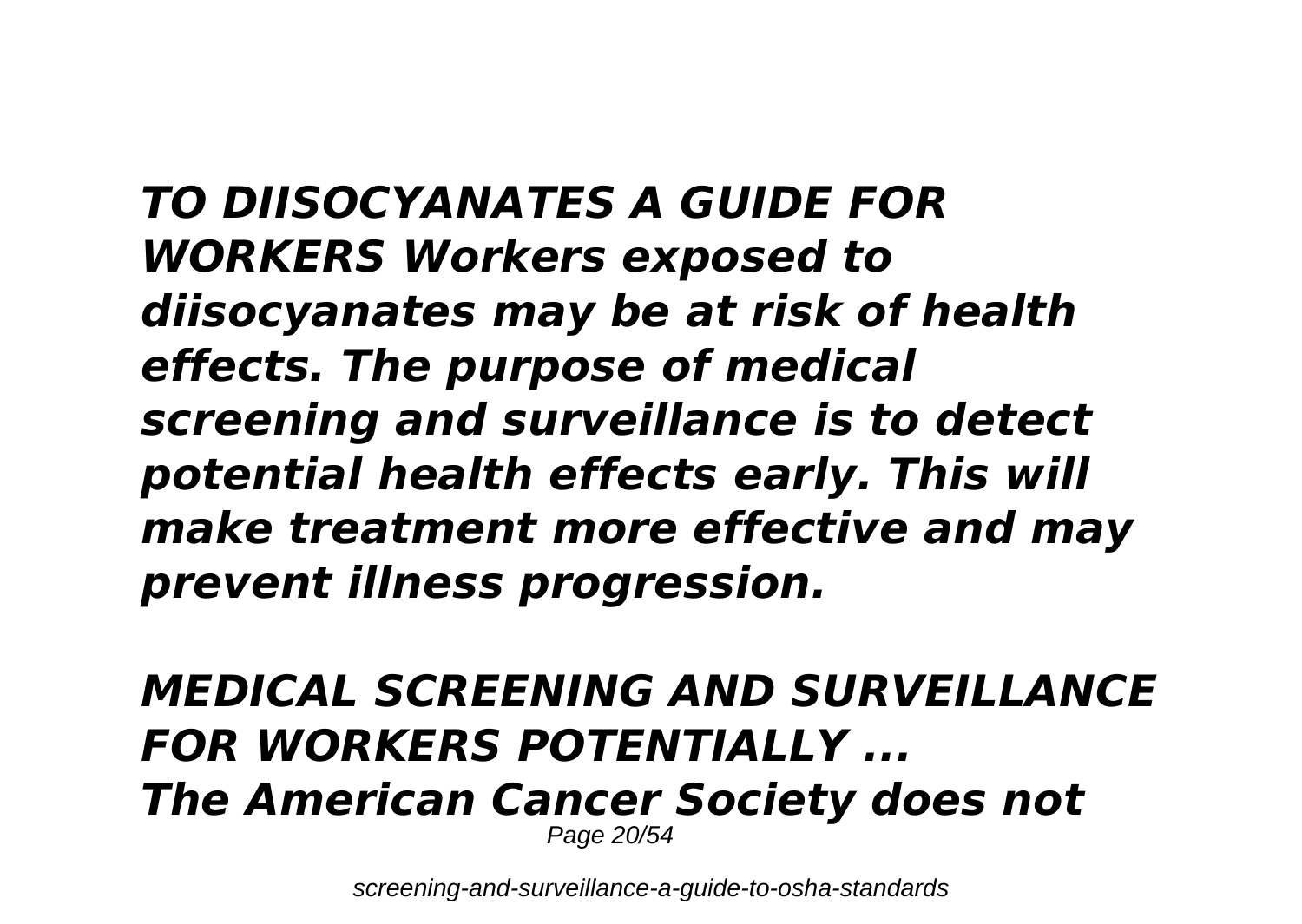***TO DIISOCYANATES A GUIDE FOR WORKERS Workers exposed to diisocyanates may be at risk of health effects. The purpose of medical screening and surveillance is to detect potential health effects early. This will make treatment more effective and may prevent illness progression.***

## ***MEDICAL SCREENING AND SURVEILLANCE FOR WORKERS POTENTIALLY ...***

***The American Cancer Society does not***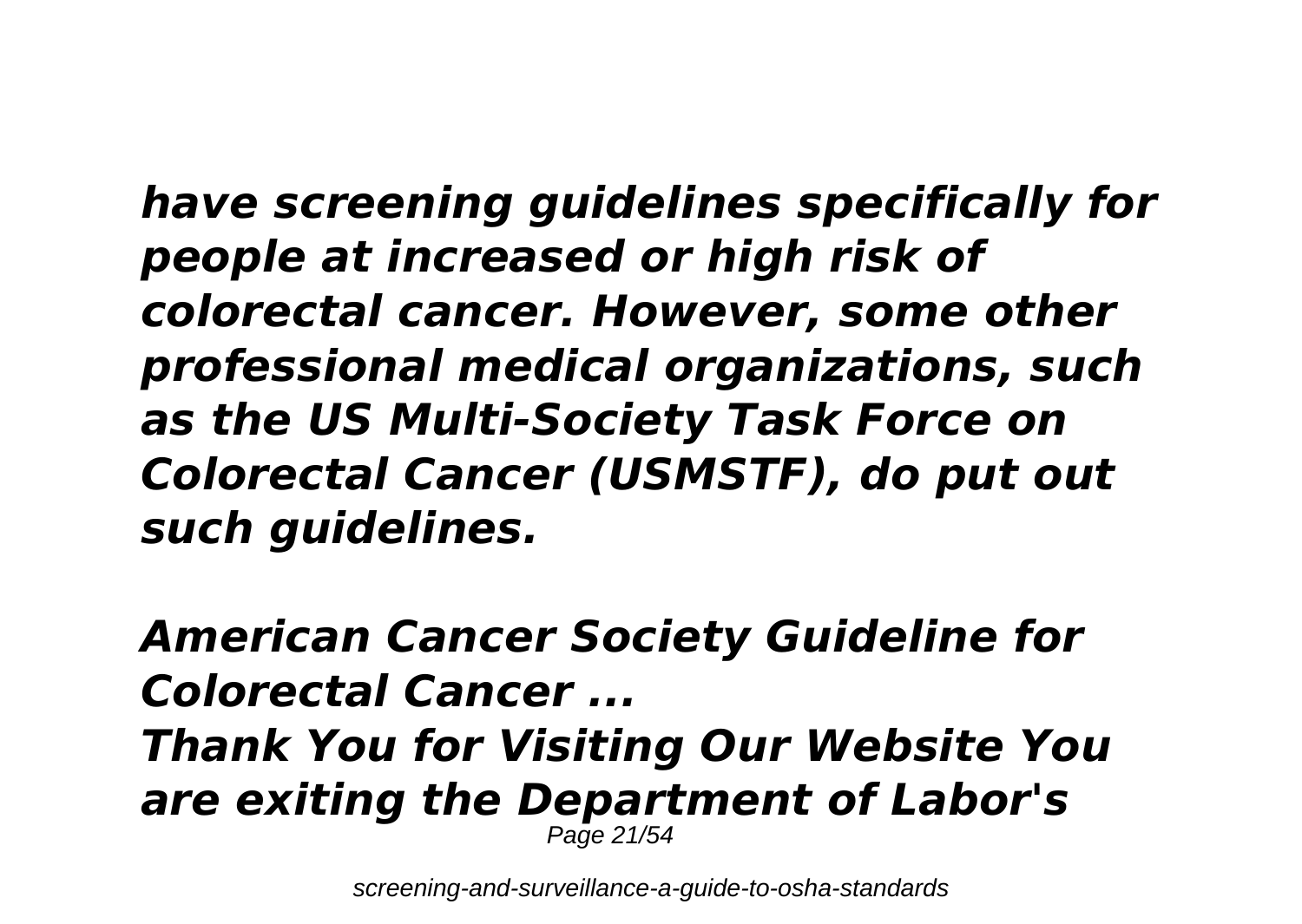*have screening guidelines specifically for people at increased or high risk of colorectal cancer. However, some other professional medical organizations, such as the US Multi-Society Task Force on Colorectal Cancer (USMSTF), do put out such guidelines.*

***American Cancer Society Guideline for Colorectal Cancer ...***

***Thank You for Visiting Our Website You are exiting the Department of Labor's***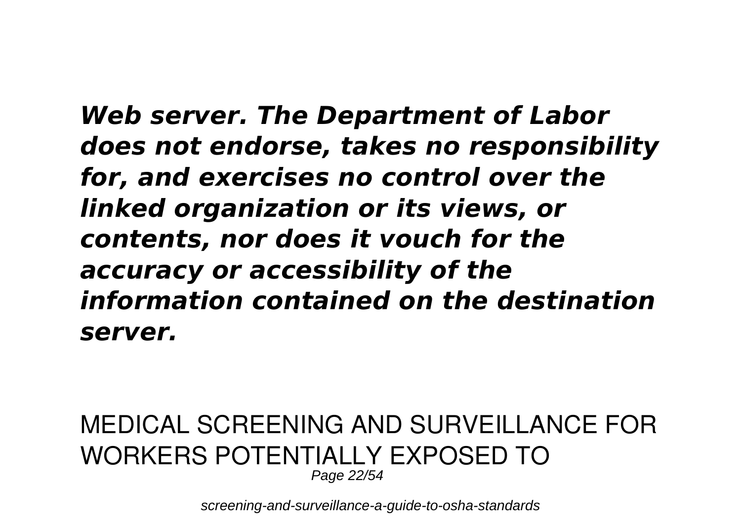***Web server. The Department of Labor does not endorse, takes no responsibility for, and exercises no control over the linked organization or its views, or contents, nor does it vouch for the accuracy or accessibility of the information contained on the destination server.***

MEDICAL SCREENING AND SURVEILLANCE FOR WORKERS POTENTIALLY EXPOSED TO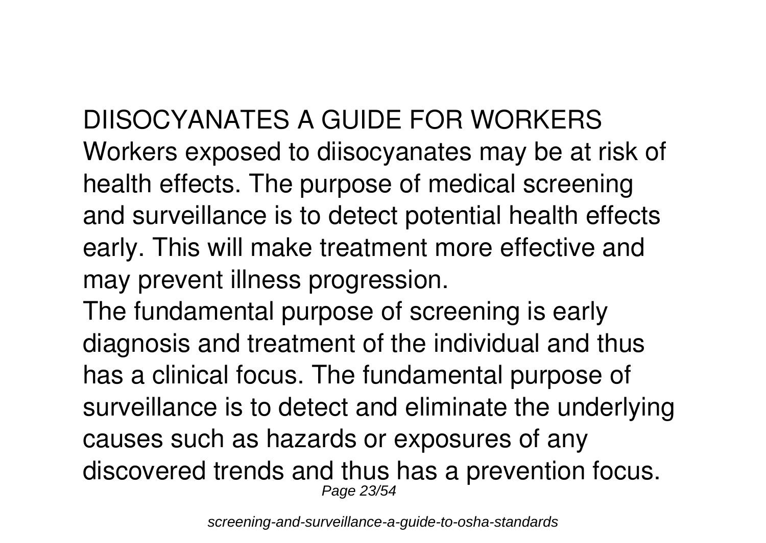DIISOCYANATES A GUIDE FOR WORKERS

Workers exposed to diisocyanates may be at risk of health effects. The purpose of medical screening and surveillance is to detect potential health effects early. This will make treatment more effective and may prevent illness progression.

The fundamental purpose of screening is early diagnosis and treatment of the individual and thus has a clinical focus. The fundamental purpose of surveillance is to detect and eliminate the underlying causes such as hazards or exposures of any discovered trends and thus has a prevention focus.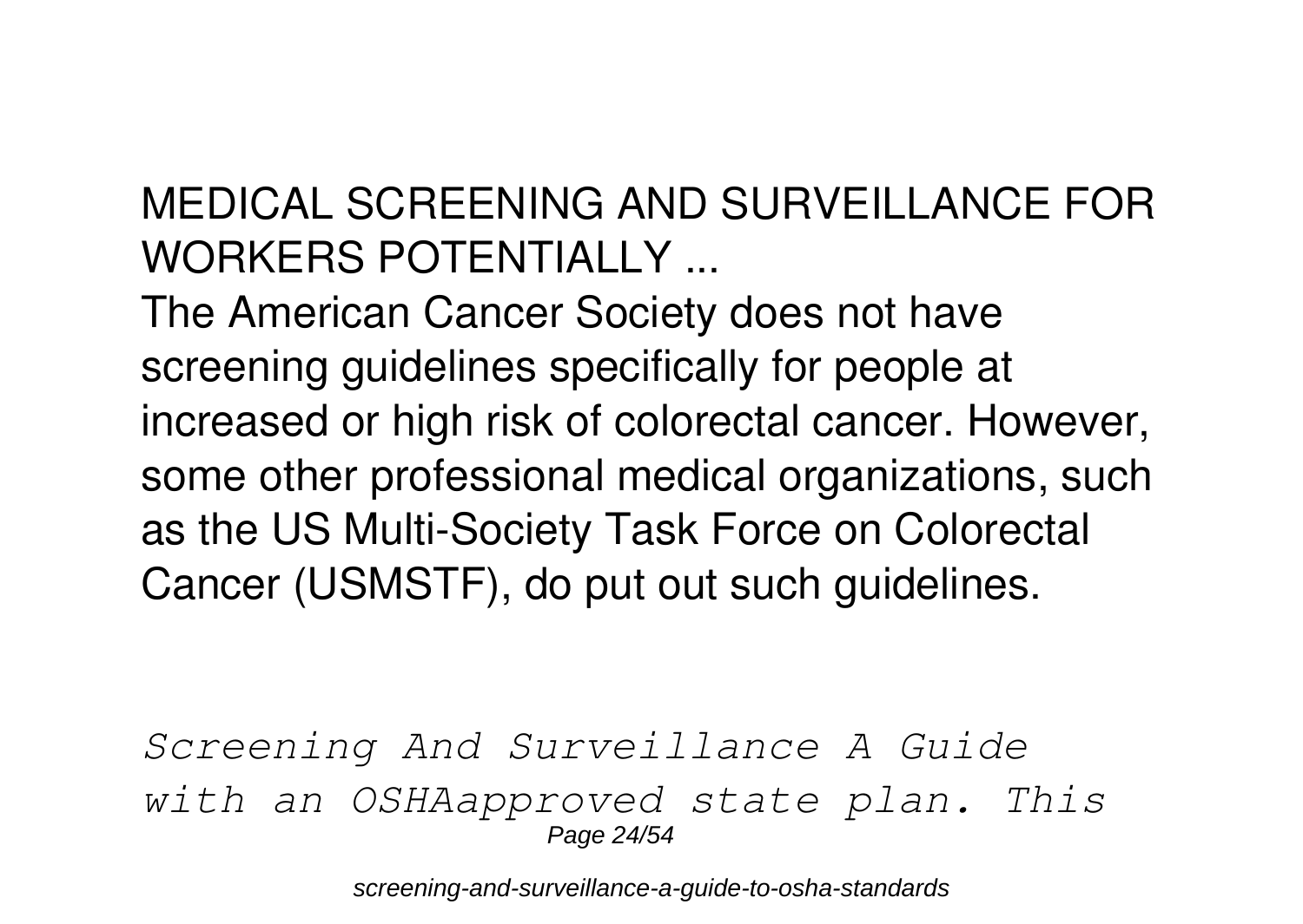## MEDICAL SCREENING AND SURVEILLANCE FOR WORKERS POTENTIALLY ...

The American Cancer Society does not have screening guidelines specifically for people at increased or high risk of colorectal cancer. However, some other professional medical organizations, such as the US Multi-Society Task Force on Colorectal Cancer (USMSTF), do put out such guidelines.

*Screening And Surveillance A Guide with an OSHAapproved state plan. This*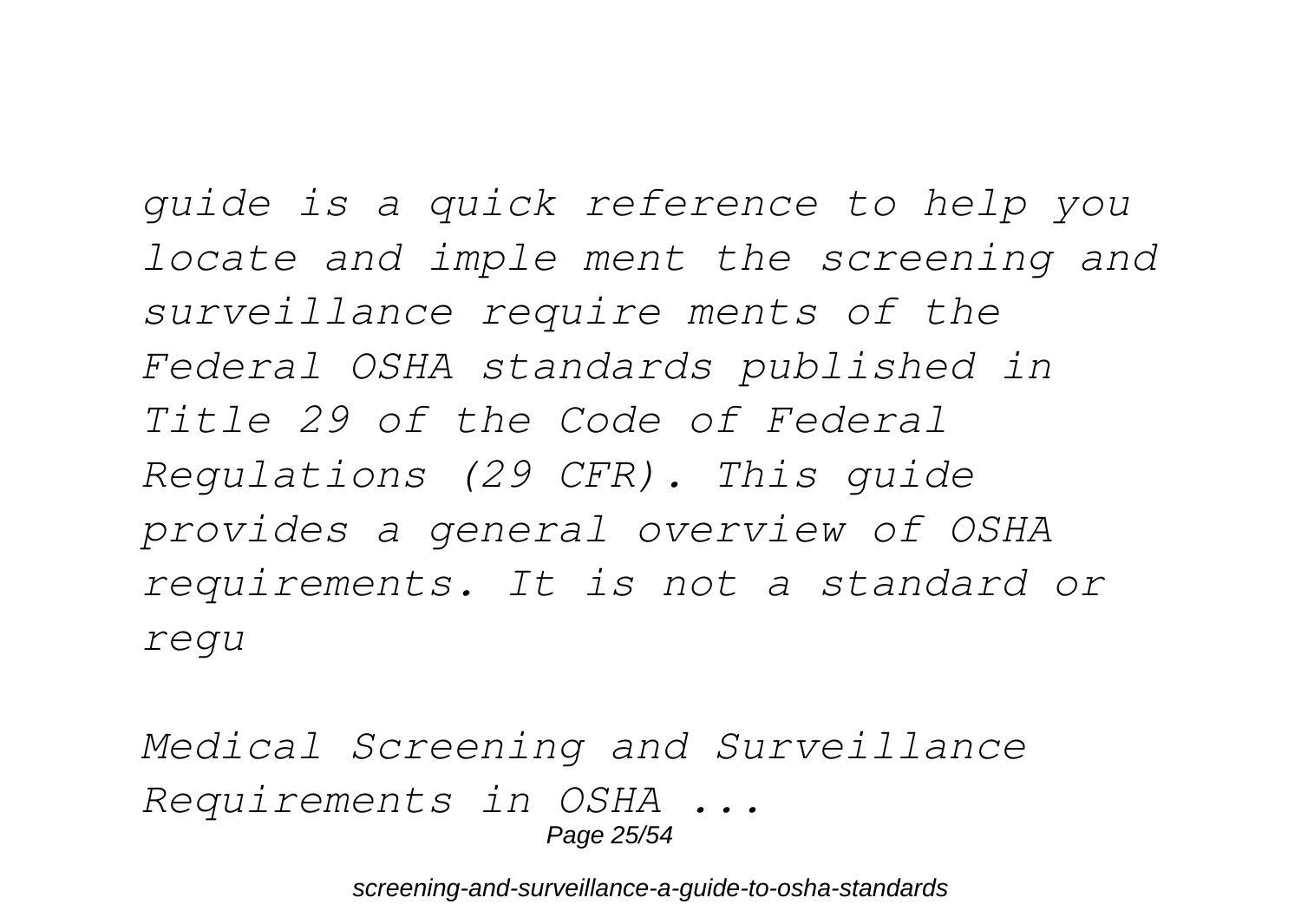*guide is a quick reference to help you locate and imple ment the screening and surveillance require ments of the Federal OSHA standards published in Title 29 of the Code of Federal Regulations (29 CFR). This guide provides a general overview of OSHA requirements. It is not a standard or regu*

*Medical Screening and Surveillance Requirements in OSHA ...*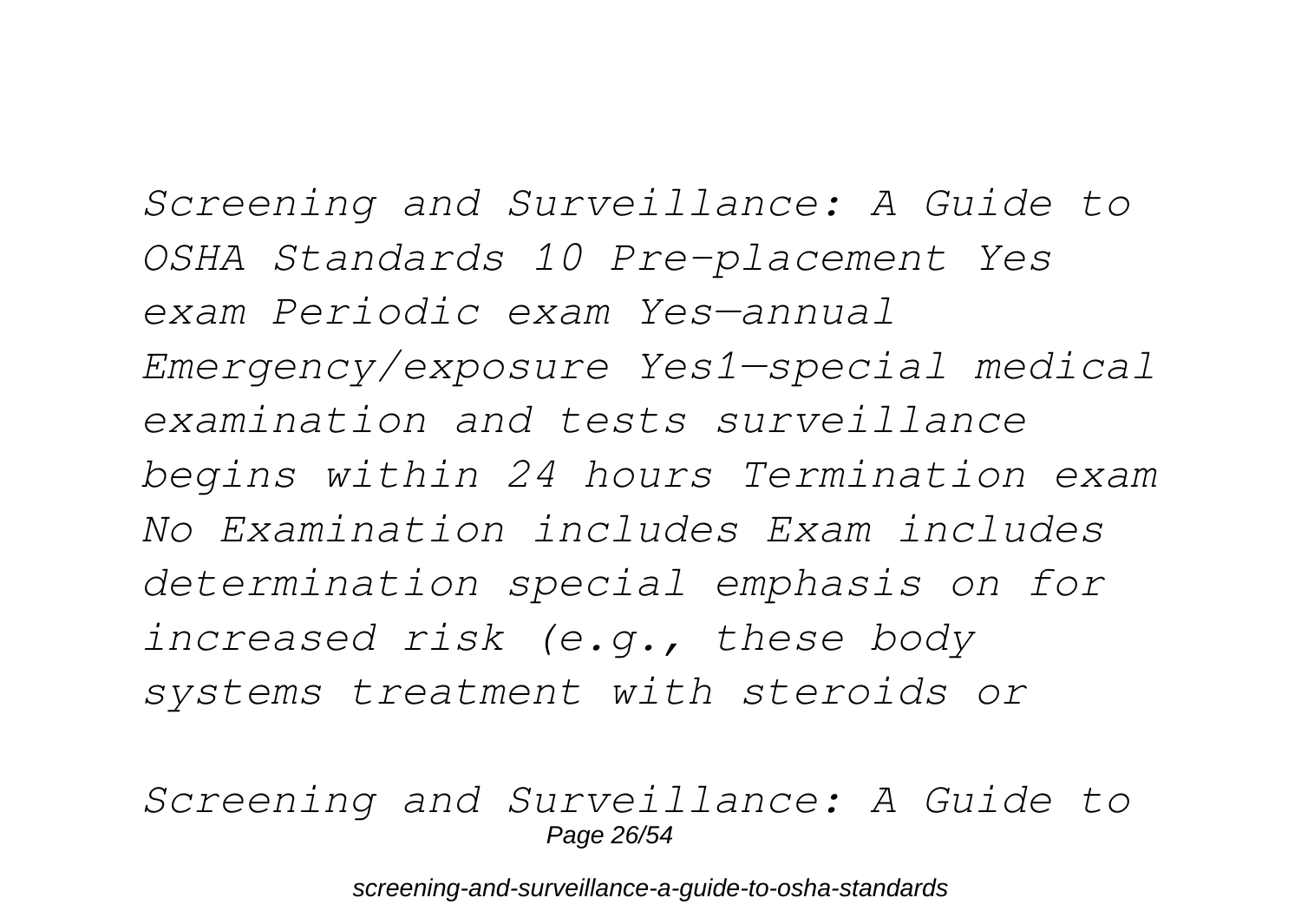*Screening and Surveillance: A Guide to OSHA Standards 10 Pre-placement Yes exam Periodic exam Yes—annual Emergency/exposure Yes1—special medical examination and tests surveillance begins within 24 hours Termination exam No Examination includes Exam includes determination special emphasis on for increased risk (e.g., these body systems treatment with steroids or*

*Screening and Surveillance: A Guide to*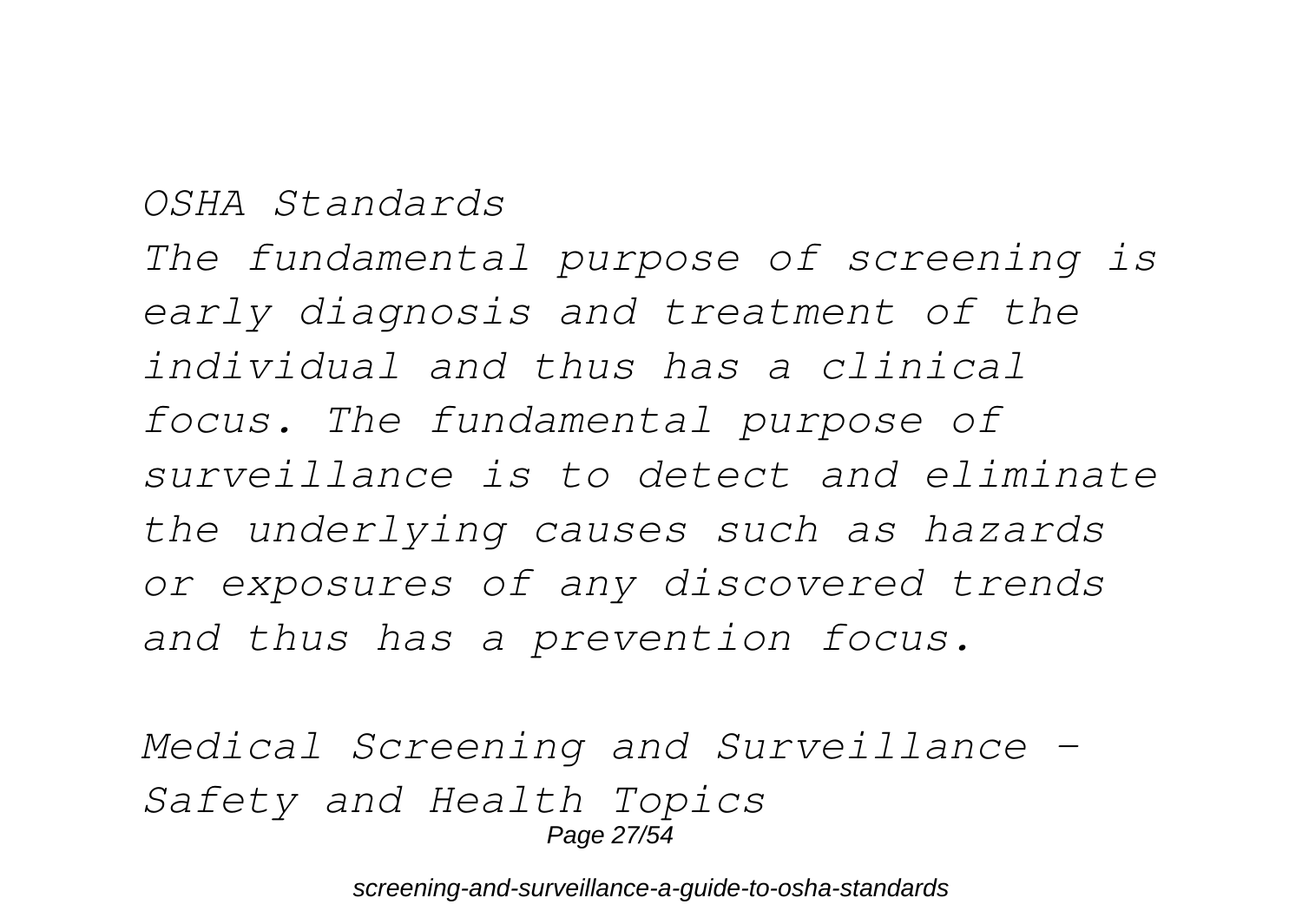*OSHA Standards*

*The fundamental purpose of screening is early diagnosis and treatment of the individual and thus has a clinical focus. The fundamental purpose of surveillance is to detect and eliminate the underlying causes such as hazards or exposures of any discovered trends and thus has a prevention focus.*

*Medical Screening and Surveillance - Safety and Health Topics*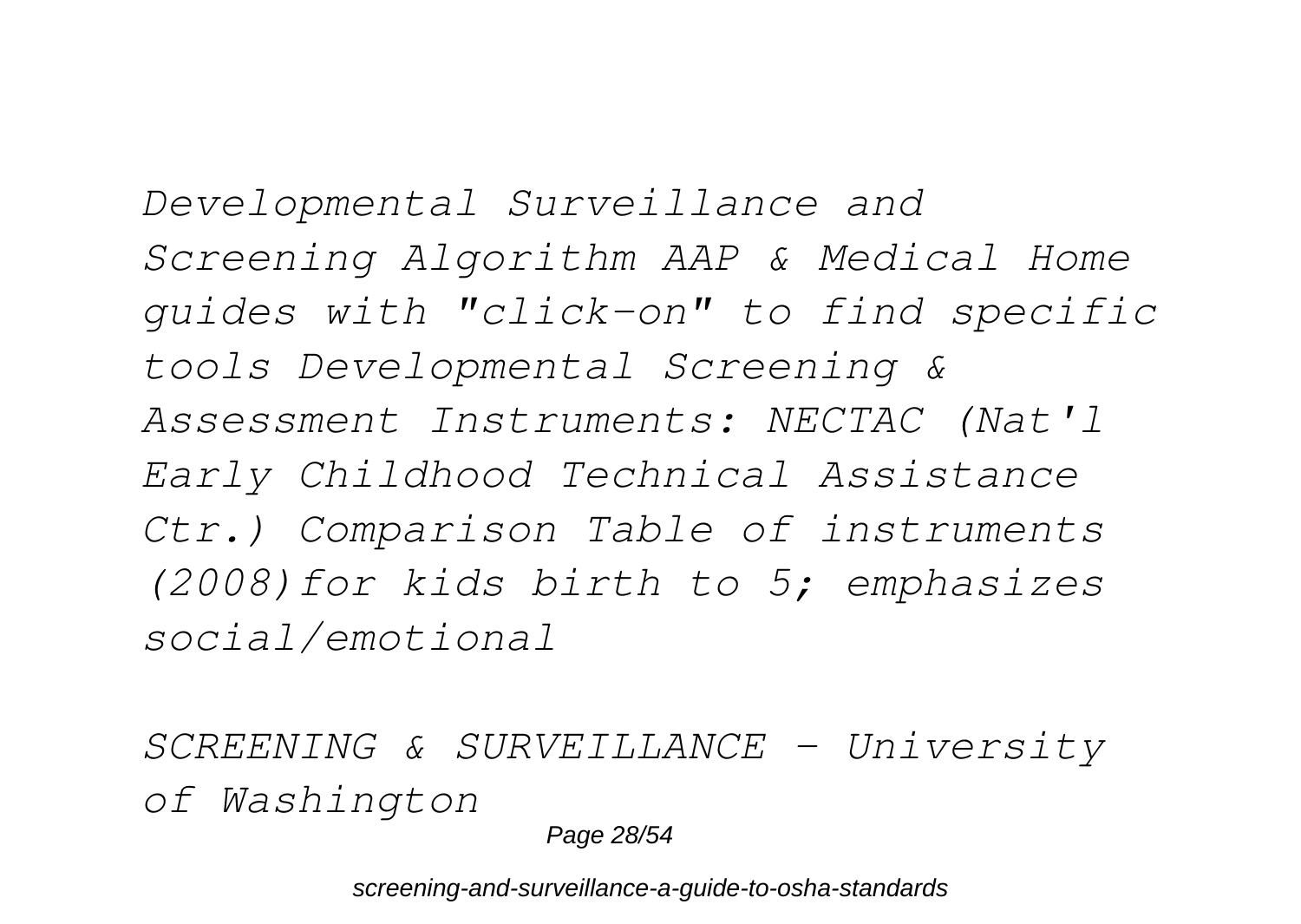*Developmental Surveillance and Screening Algorithm AAP & Medical Home guides with "click-on" to find specific tools Developmental Screening & Assessment Instruments: NECTAC (Nat'l Early Childhood Technical Assistance Ctr.) Comparison Table of instruments (2008)for kids birth to 5; emphasizes social/emotional*

*SCREENING & SURVEILLANCE - University of Washington*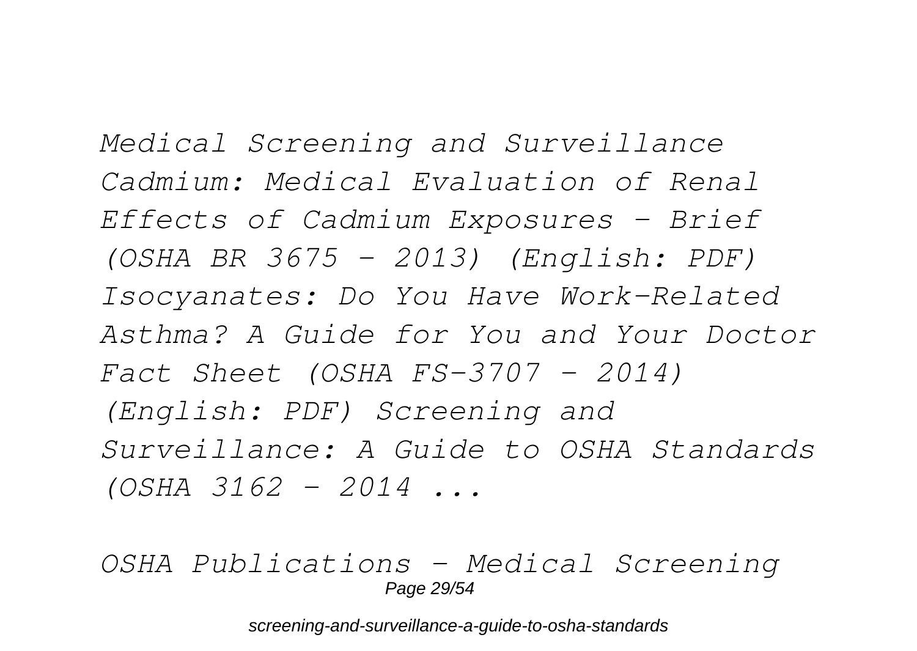*Medical Screening and Surveillance Cadmium: Medical Evaluation of Renal Effects of Cadmium Exposures - Brief (OSHA BR 3675 - 2013) (English: PDF) Isocyanates: Do You Have Work-Related Asthma? A Guide for You and Your Doctor Fact Sheet (OSHA FS-3707 - 2014) (English: PDF) Screening and Surveillance: A Guide to OSHA Standards (OSHA 3162 - 2014 ...*

*OSHA Publications - Medical Screening*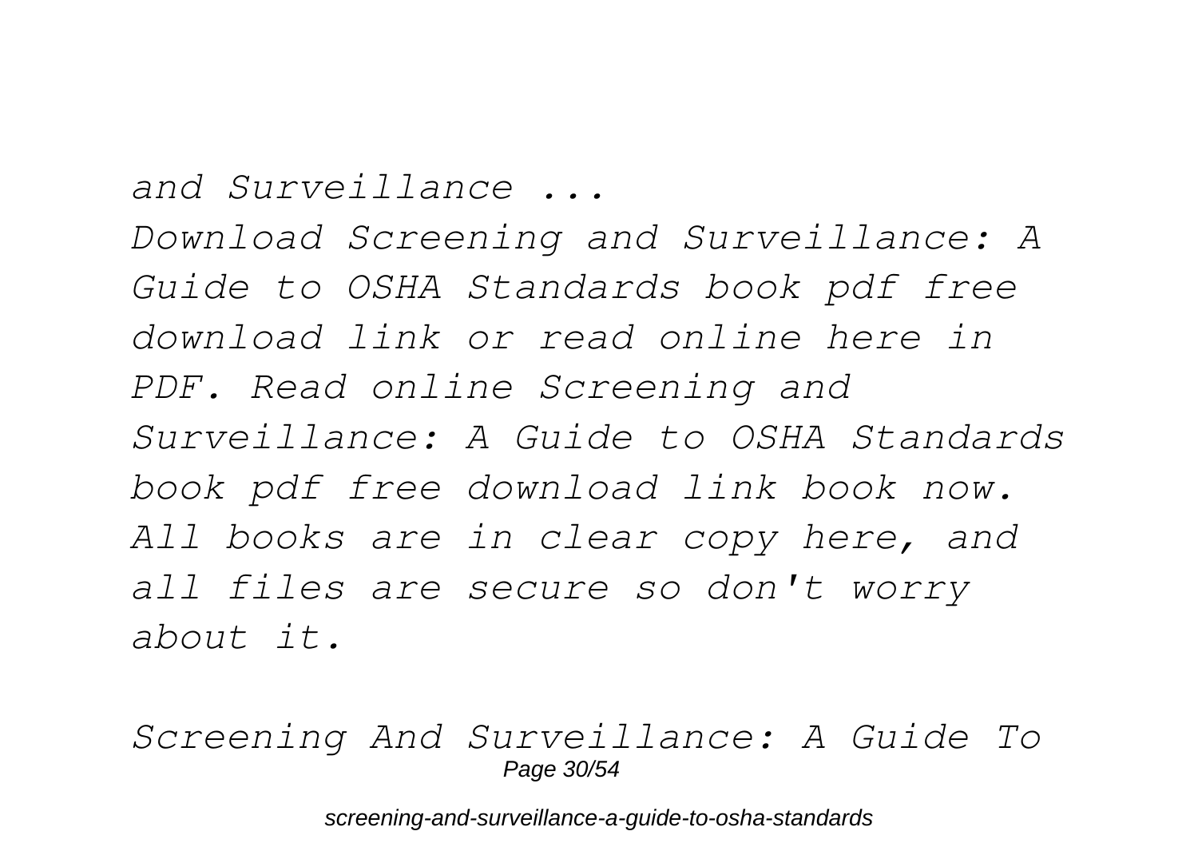*and Surveillance ...*

*Download Screening and Surveillance: A Guide to OSHA Standards book pdf free download link or read online here in PDF. Read online Screening and Surveillance: A Guide to OSHA Standards book pdf free download link book now. All books are in clear copy here, and all files are secure so don't worry about it.*

*Screening And Surveillance: A Guide To*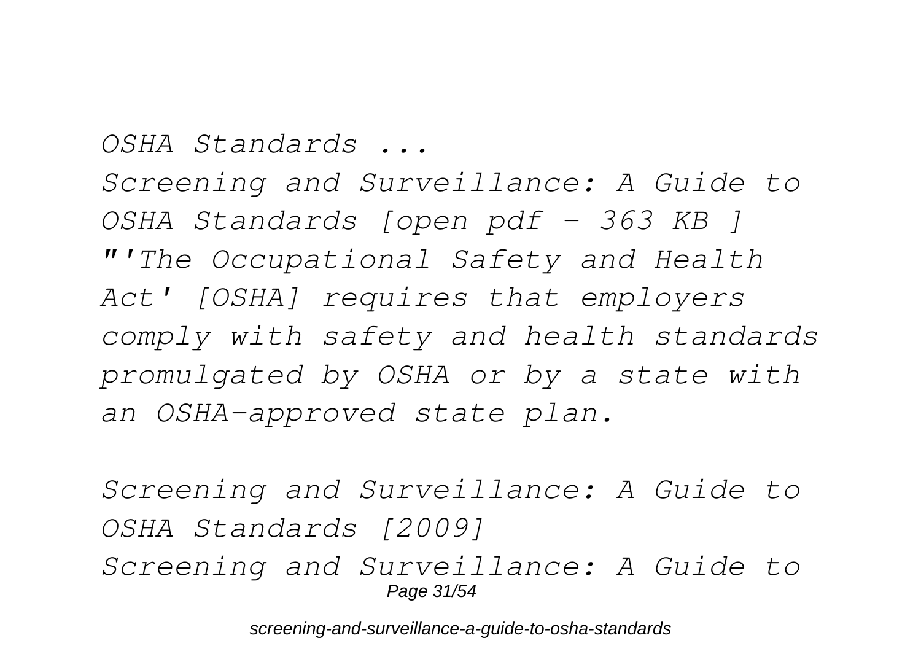*OSHA Standards ...*

*Screening and Surveillance: A Guide to OSHA Standards [open pdf - 363 KB ] "'The Occupational Safety and Health Act' [OSHA] requires that employers comply with safety and health standards promulgated by OSHA or by a state with an OSHA-approved state plan.*

*Screening and Surveillance: A Guide to OSHA Standards [2009]*

*Screening and Surveillance: A Guide to*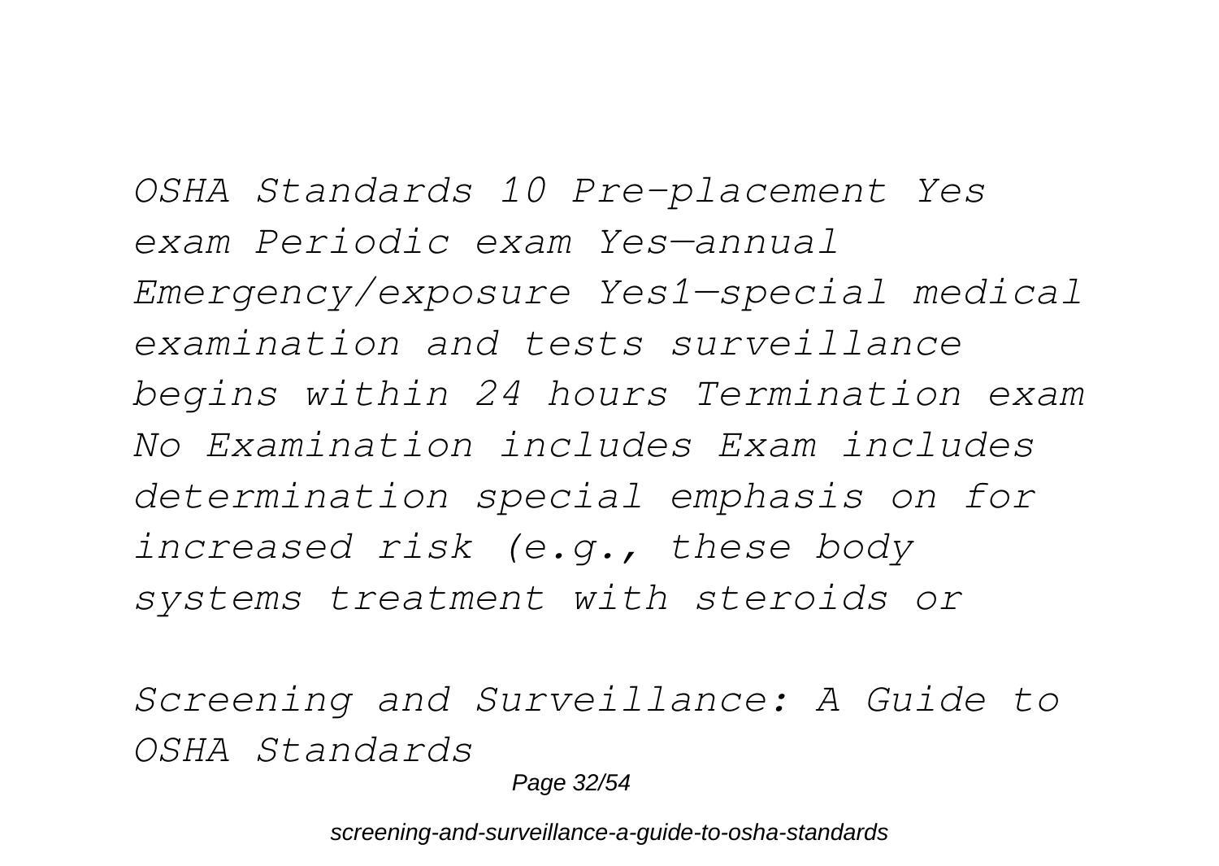*OSHA Standards 10 Pre-placement Yes exam Periodic exam Yes—annual Emergency/exposure Yes1—special medical examination and tests surveillance begins within 24 hours Termination exam No Examination includes Exam includes determination special emphasis on for increased risk (e.g., these body systems treatment with steroids or*

*Screening and Surveillance: A Guide to OSHA Standards*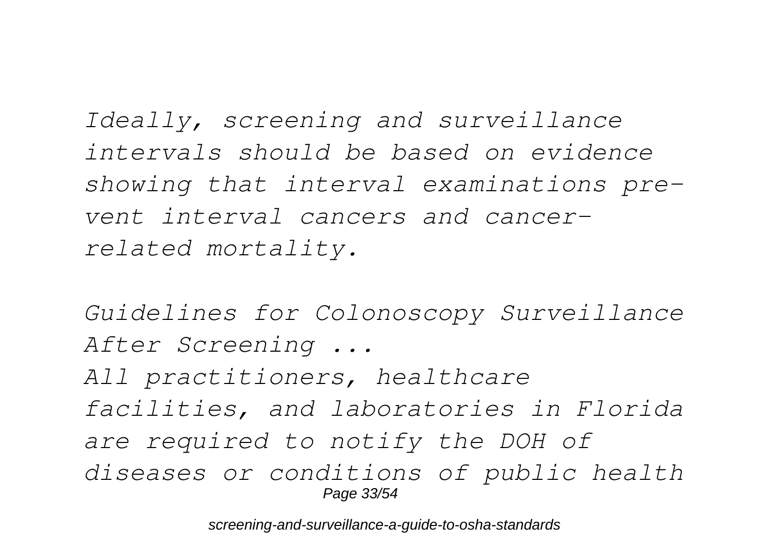*Ideally, screening and surveillance intervals should be based on evidence showing that interval examinations prevent interval cancers and cancer-related mortality.*

*Guidelines for Colonoscopy Surveillance After Screening ...*

*All practitioners, healthcare facilities, and laboratories in Florida are required to notify the DOH of diseases or conditions of public health*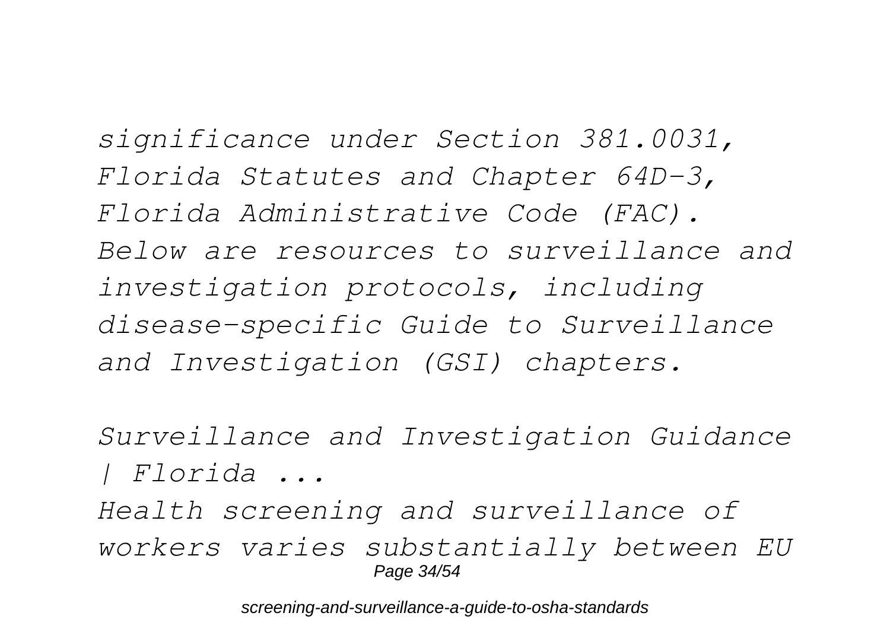*significance under Section 381.0031, Florida Statutes and Chapter 64D-3, Florida Administrative Code (FAC). Below are resources to surveillance and investigation protocols, including disease-specific Guide to Surveillance and Investigation (GSI) chapters.*

*Surveillance and Investigation Guidance | Florida ...*

*Health screening and surveillance of workers varies substantially between EU*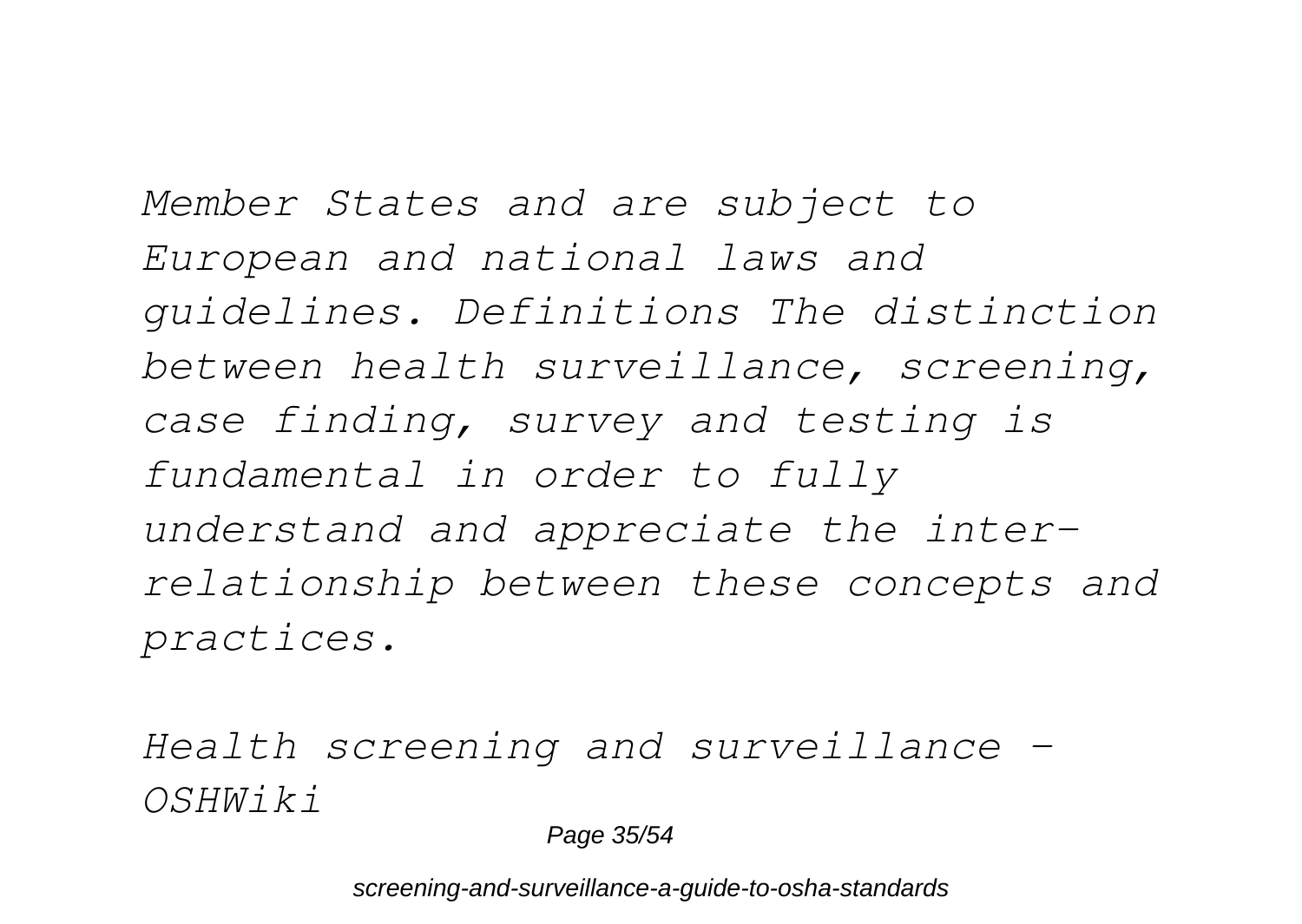*Member States and are subject to European and national laws and guidelines. Definitions The distinction between health surveillance, screening, case finding, survey and testing is fundamental in order to fully understand and appreciate the inter-relationship between these concepts and practices.*

*Health screening and surveillance - OSHWiki*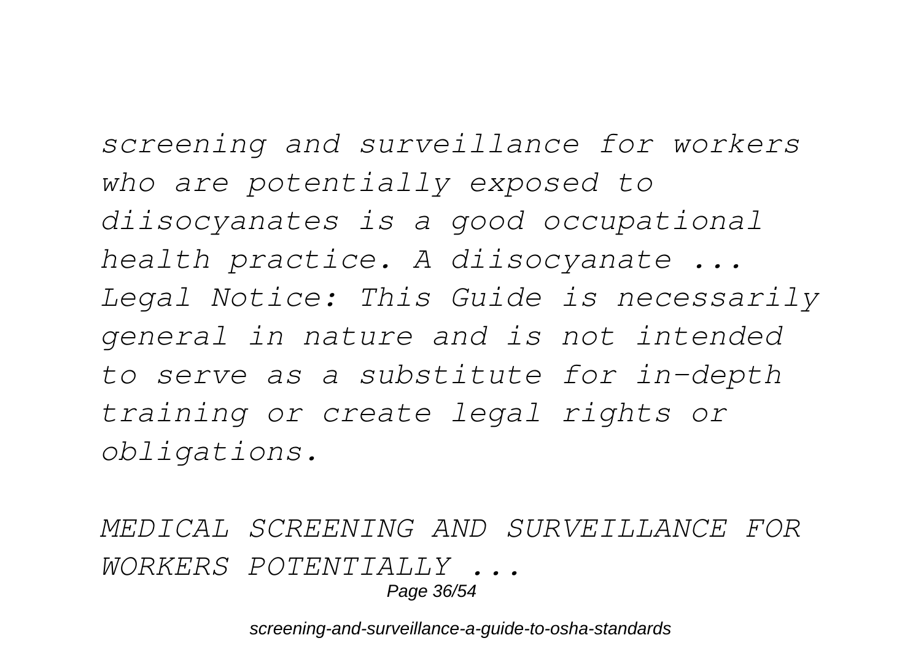*screening and surveillance for workers who are potentially exposed to diisocyanates is a good occupational health practice. A diisocyanate ... Legal Notice: This Guide is necessarily general in nature and is not intended to serve as a substitute for in-depth training or create legal rights or obligations.*

*MEDICAL SCREENING AND SURVEILLANCE FOR WORKERS POTENTIALLY ...*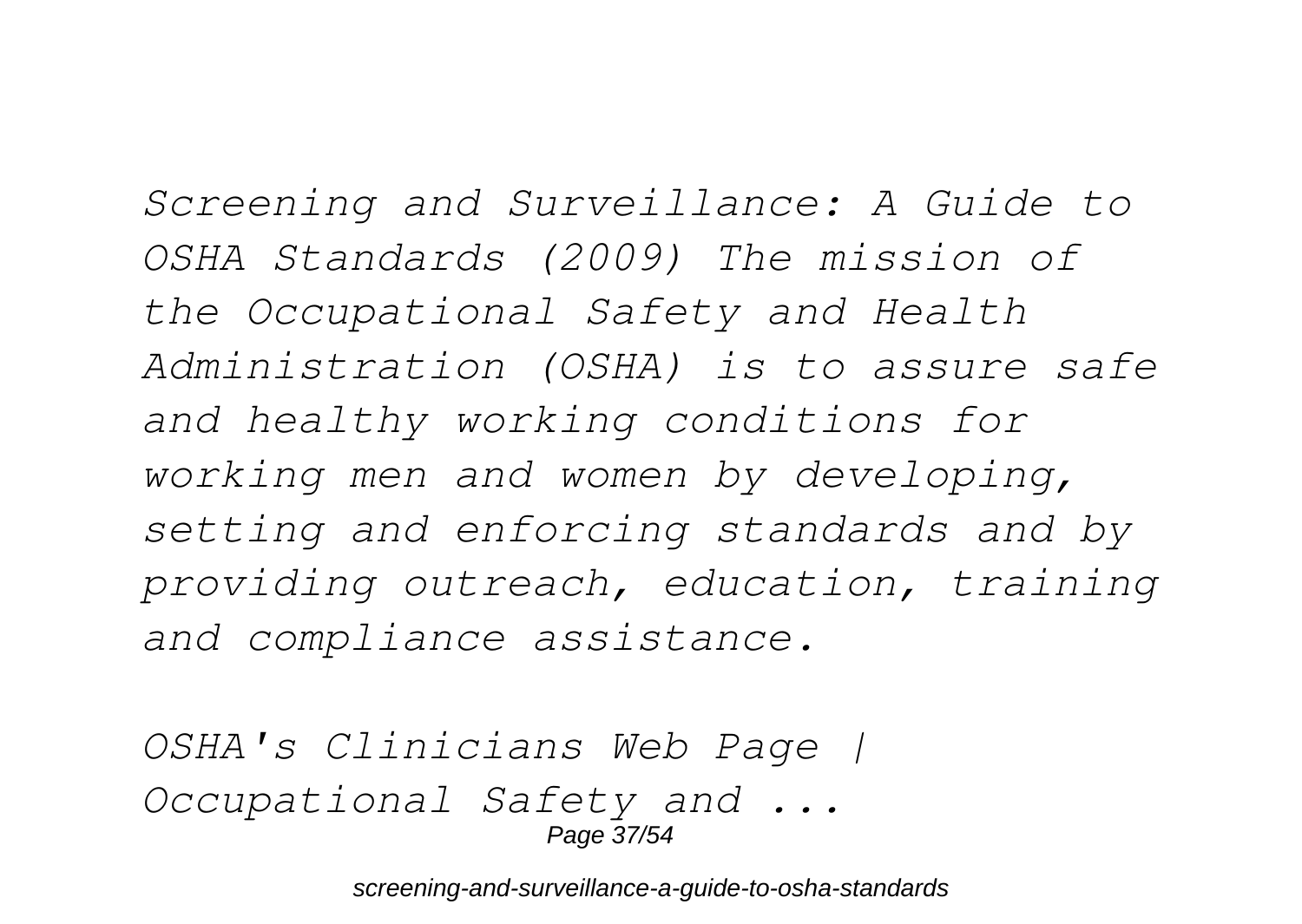*Screening and Surveillance: A Guide to OSHA Standards (2009) The mission of the Occupational Safety and Health Administration (OSHA) is to assure safe and healthy working conditions for working men and women by developing, setting and enforcing standards and by providing outreach, education, training and compliance assistance.*

*OSHA's Clinicians Web Page | Occupational Safety and ...*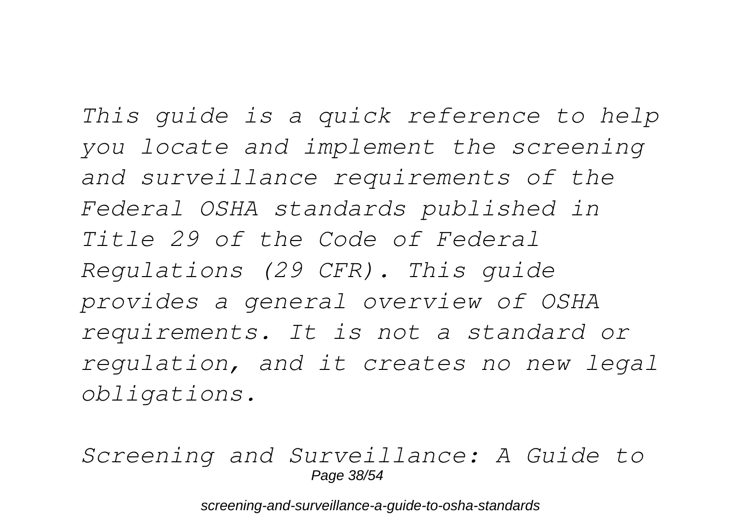*This guide is a quick reference to help you locate and implement the screening and surveillance requirements of the Federal OSHA standards published in Title 29 of the Code of Federal Regulations (29 CFR). This guide provides a general overview of OSHA requirements. It is not a standard or regulation, and it creates no new legal obligations.*

*Screening and Surveillance: A Guide to*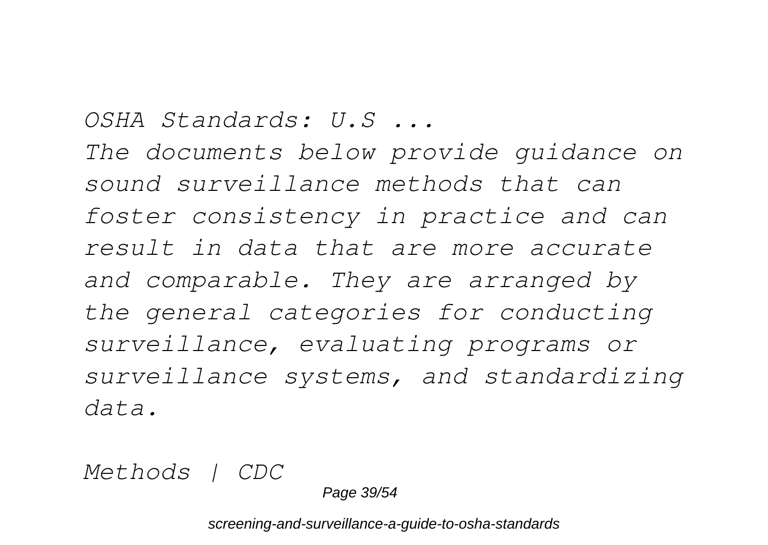*OSHA Standards: U.S ...*

*The documents below provide guidance on sound surveillance methods that can foster consistency in practice and can result in data that are more accurate and comparable. They are arranged by the general categories for conducting surveillance, evaluating programs or surveillance systems, and standardizing data.*

*Methods | CDC*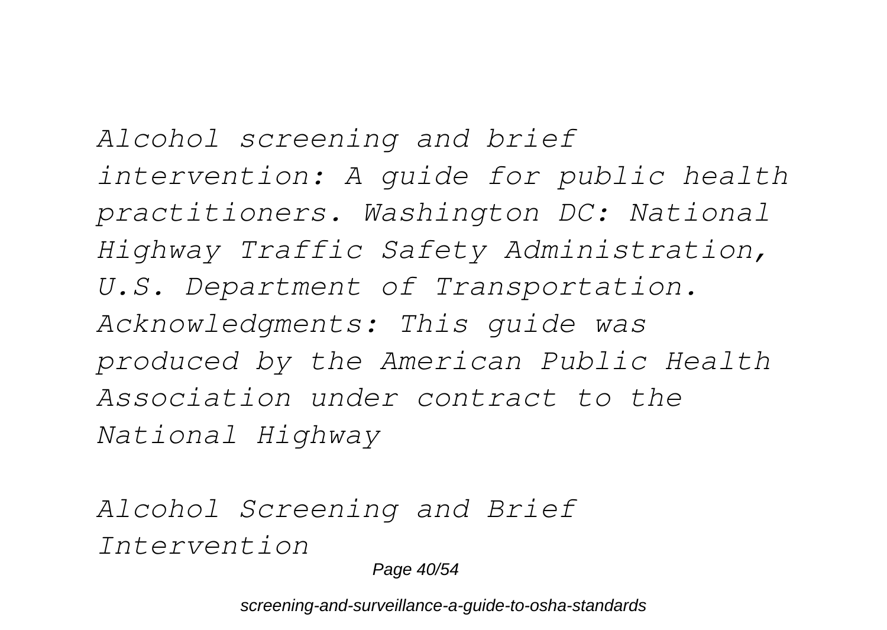*Alcohol screening and brief intervention: A guide for public health practitioners. Washington DC: National Highway Traffic Safety Administration, U.S. Department of Transportation. Acknowledgments: This guide was produced by the American Public Health Association under contract to the National Highway*

*Alcohol Screening and Brief Intervention*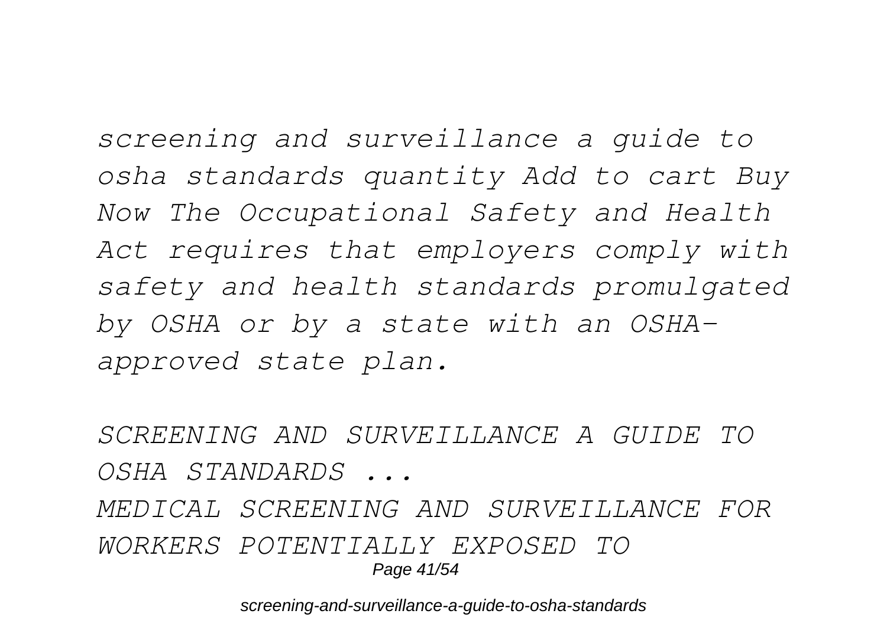*screening and surveillance a guide to osha standards quantity Add to cart Buy Now The Occupational Safety and Health Act requires that employers comply with safety and health standards promulgated by OSHA or by a state with an OSHA-approved state plan.*

*SCREENING AND SURVEILLANCE A GUIDE TO OSHA STANDARDS ...*

*MEDICAL SCREENING AND SURVEILLANCE FOR WORKERS POTENTIALLY EXPOSED TO*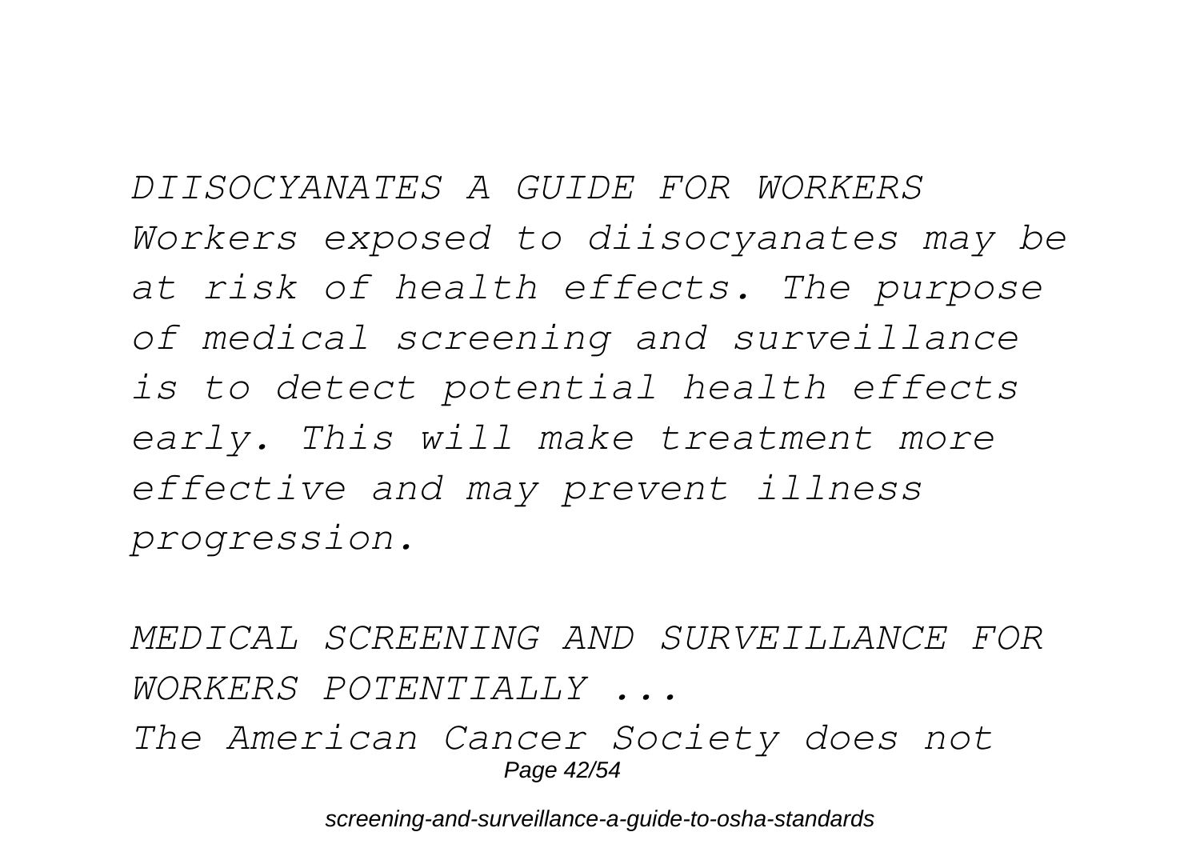*DIISOCYANATES A GUIDE FOR WORKERS Workers exposed to diisocyanates may be at risk of health effects. The purpose of medical screening and surveillance is to detect potential health effects early. This will make treatment more effective and may prevent illness progression.*

*MEDICAL SCREENING AND SURVEILLANCE FOR WORKERS POTENTIALLY ...*

*The American Cancer Society does not*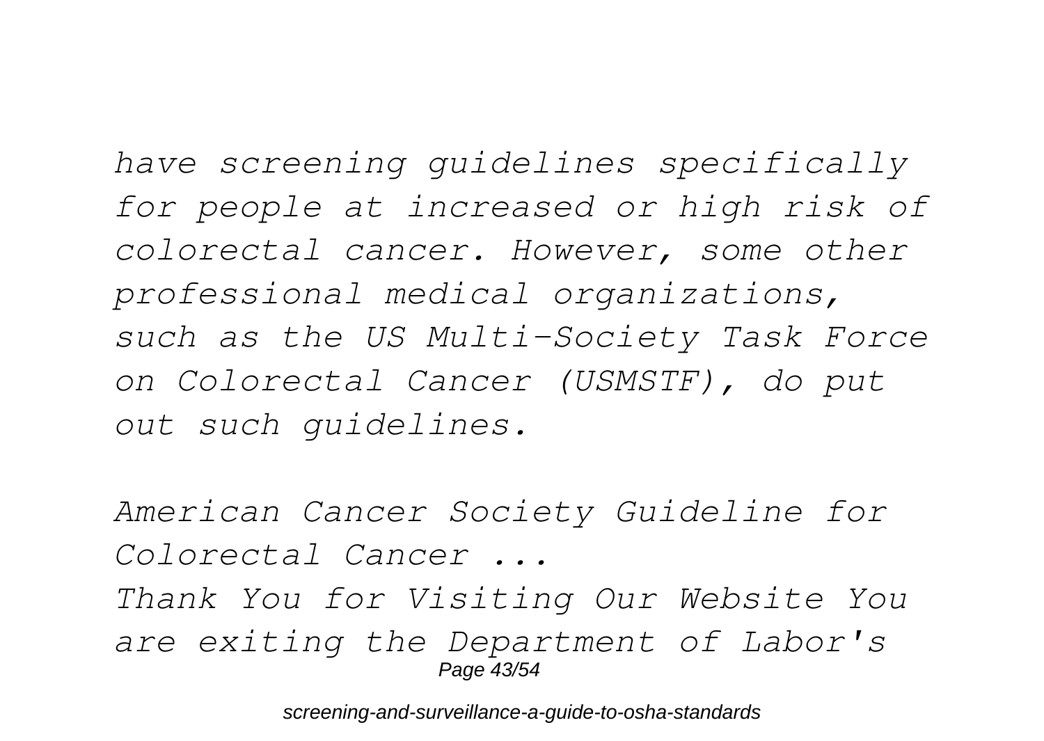*have screening guidelines specifically for people at increased or high risk of colorectal cancer. However, some other professional medical organizations, such as the US Multi-Society Task Force on Colorectal Cancer (USMSTF), do put out such guidelines.*

*American Cancer Society Guideline for Colorectal Cancer ...*

*Thank You for Visiting Our Website You are exiting the Department of Labor's*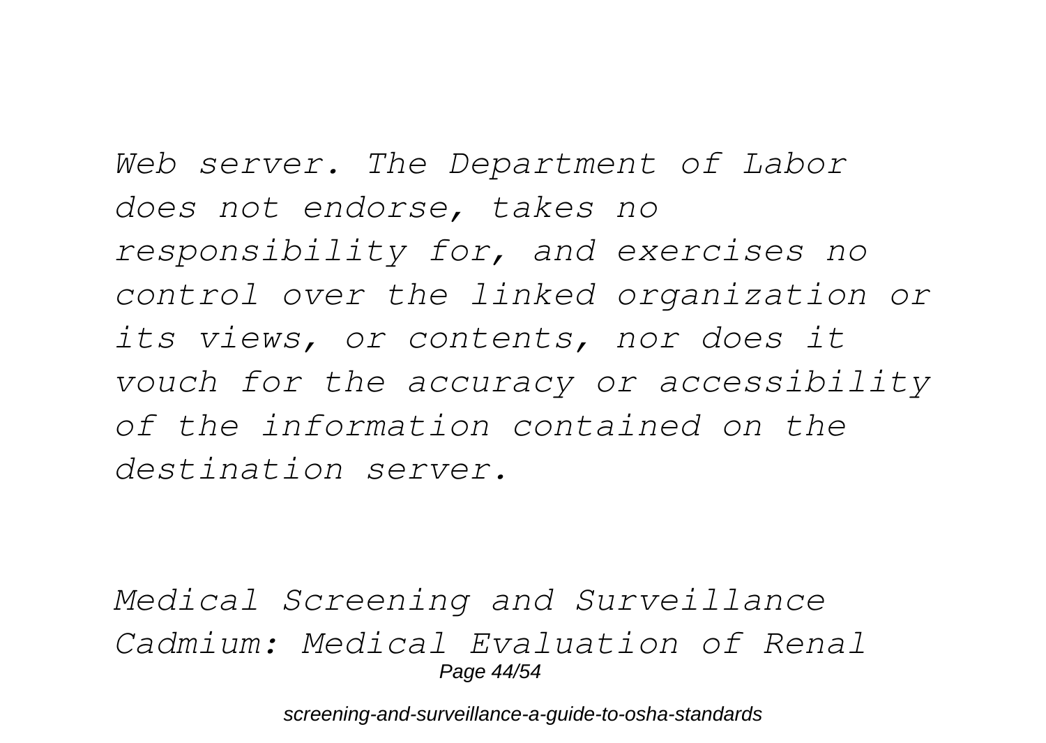*Web server. The Department of Labor does not endorse, takes no responsibility for, and exercises no control over the linked organization or its views, or contents, nor does it vouch for the accuracy or accessibility of the information contained on the destination server.*

*Medical Screening and Surveillance*
*Cadmium: Medical Evaluation of Renal*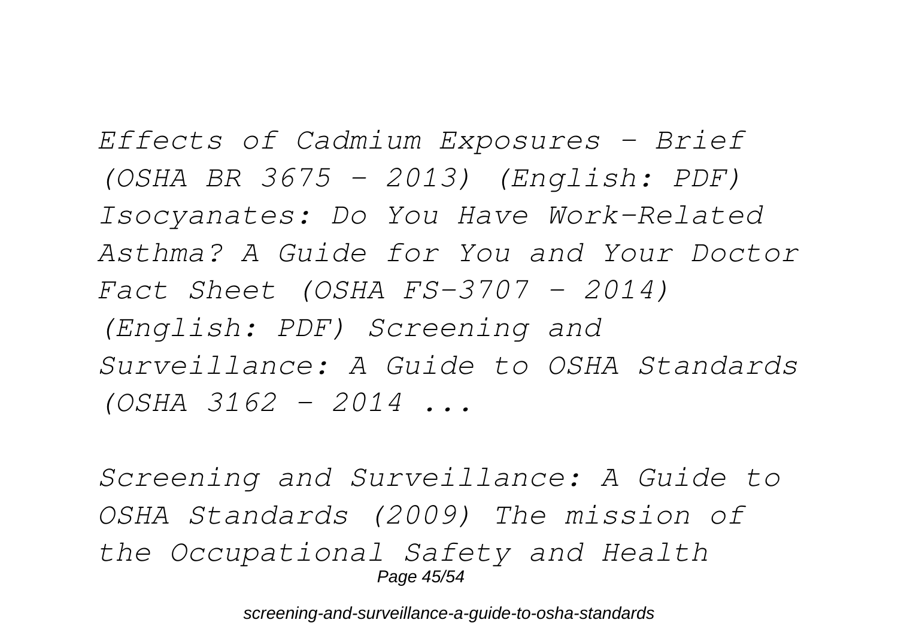*Effects of Cadmium Exposures - Brief (OSHA BR 3675 - 2013) (English: PDF) Isocyanates: Do You Have Work-Related Asthma? A Guide for You and Your Doctor Fact Sheet (OSHA FS-3707 - 2014) (English: PDF) Screening and Surveillance: A Guide to OSHA Standards (OSHA 3162 - 2014 ...*

*Screening and Surveillance: A Guide to OSHA Standards (2009) The mission of the Occupational Safety and Health*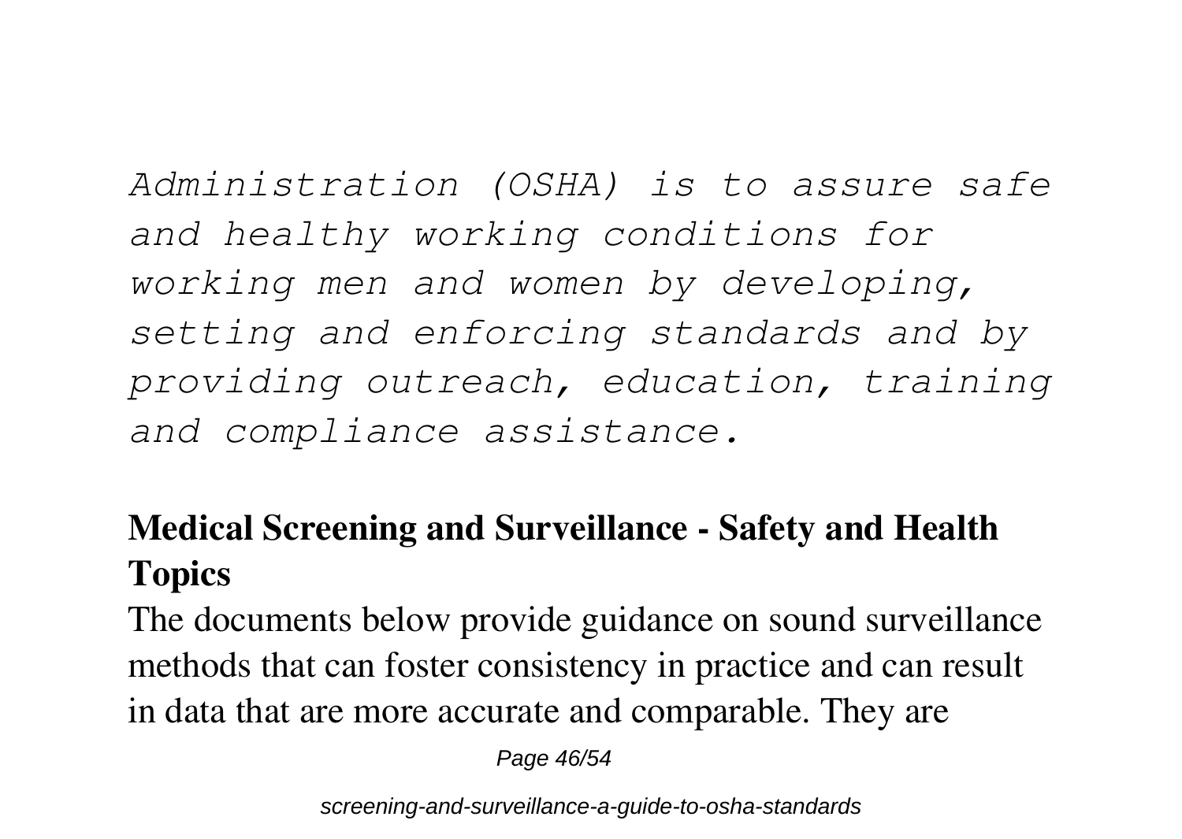*Administration (OSHA) is to assure safe and healthy working conditions for working men and women by developing, setting and enforcing standards and by providing outreach, education, training and compliance assistance.*

## Medical Screening and Surveillance - Safety and Health Topics

The documents below provide guidance on sound surveillance methods that can foster consistency in practice and can result in data that are more accurate and comparable. They are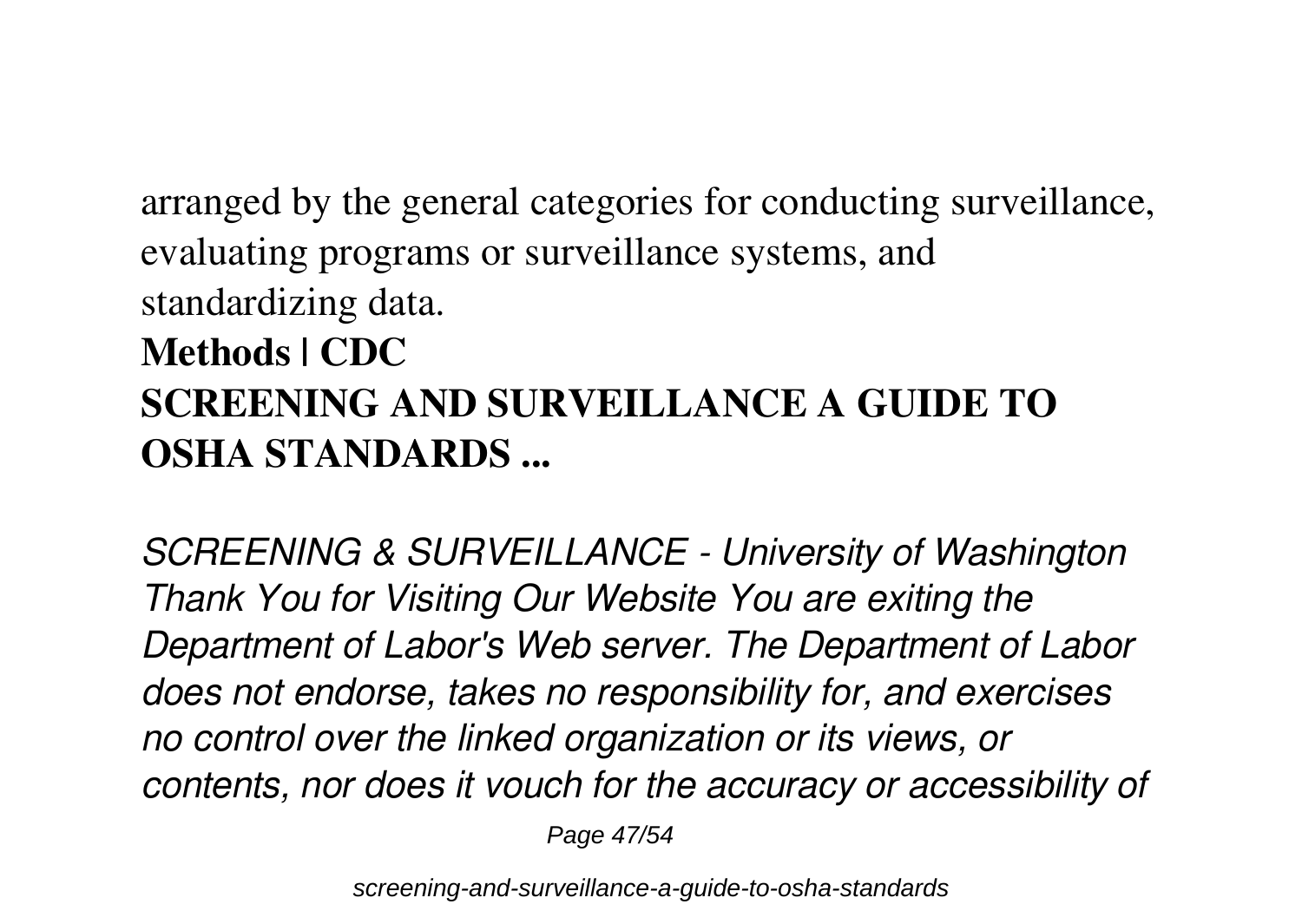arranged by the general categories for conducting surveillance, evaluating programs or surveillance systems, and standardizing data.

**Methods | CDC**

**SCREENING AND SURVEILLANCE A GUIDE TO OSHA STANDARDS ...**

*SCREENING & SURVEILLANCE - University of Washington*
*Thank You for Visiting Our Website You are exiting the Department of Labor's Web server. The Department of Labor does not endorse, takes no responsibility for, and exercises no control over the linked organization or its views, or contents, nor does it vouch for the accuracy or accessibility of*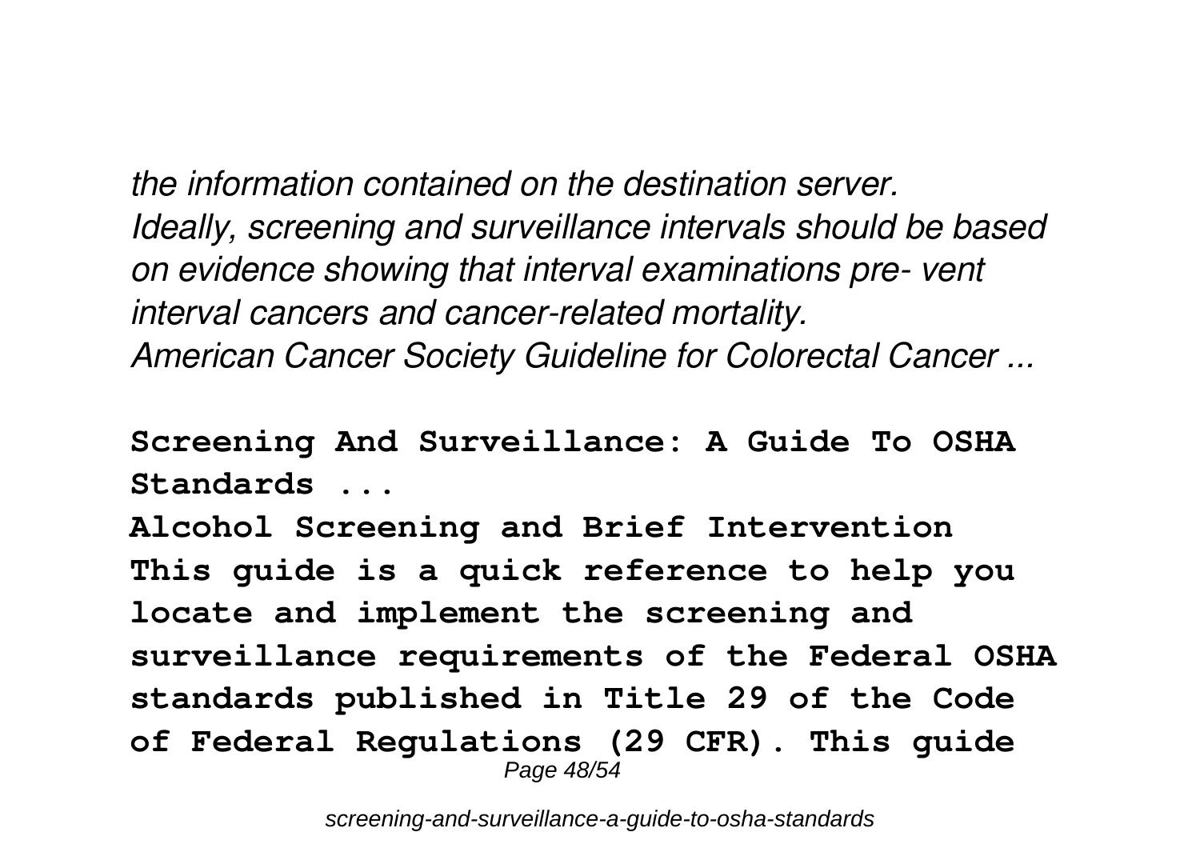*the information contained on the destination server.*
*Ideally, screening and surveillance intervals should be based on evidence showing that interval examinations pre- vent interval cancers and cancer-related mortality.*
*American Cancer Society Guideline for Colorectal Cancer ...*

**Screening And Surveillance: A Guide To OSHA Standards ...**

**Alcohol Screening and Brief Intervention**
**This guide is a quick reference to help you locate and implement the screening and surveillance requirements of the Federal OSHA standards published in Title 29 of the Code of Federal Regulations (29 CFR). This guide**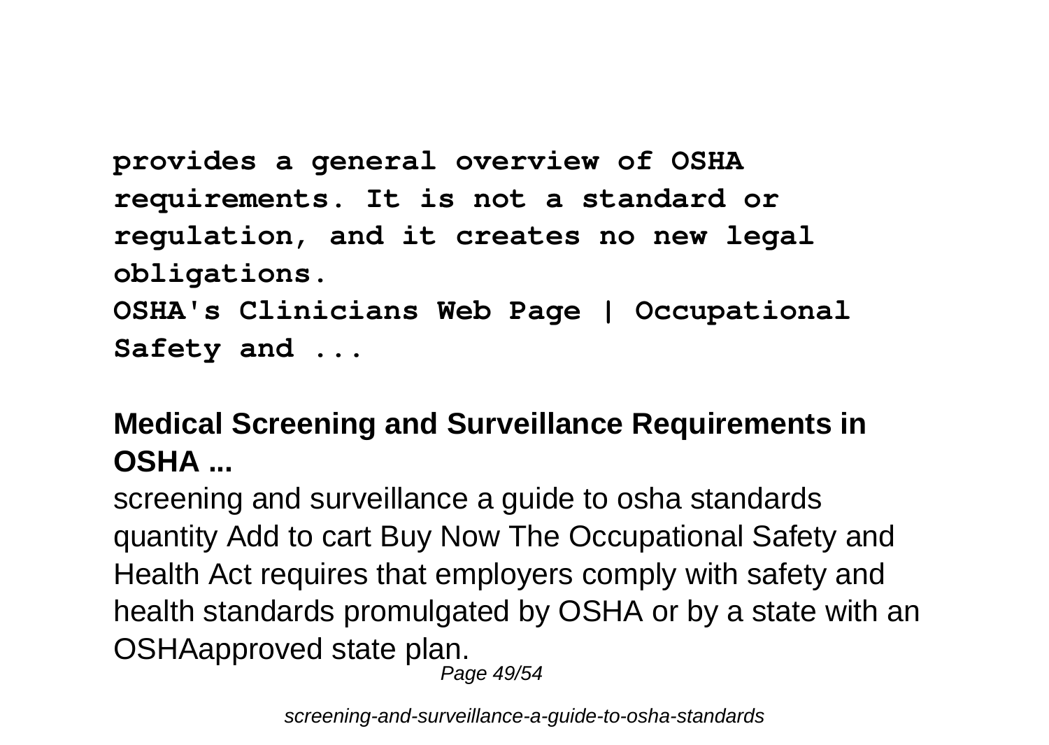**provides a general overview of OSHA requirements. It is not a standard or regulation, and it creates no new legal obligations.**

**OSHA's Clinicians Web Page | Occupational Safety and ...**

## Medical Screening and Surveillance Requirements in OSHA ...

screening and surveillance a guide to osha standards quantity Add to cart Buy Now The Occupational Safety and Health Act requires that employers comply with safety and health standards promulgated by OSHA or by a state with an OSHAapproved state plan.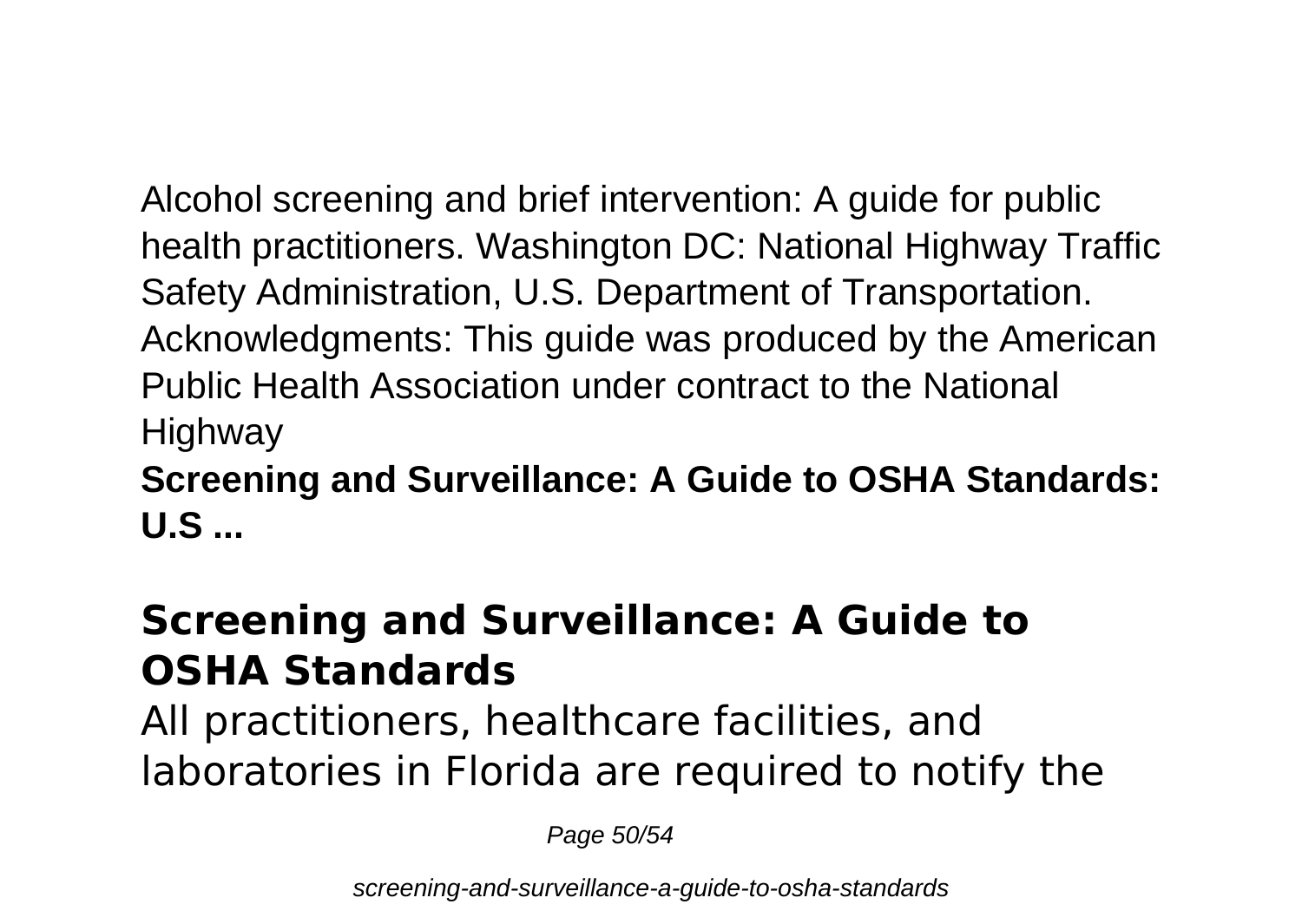Alcohol screening and brief intervention: A guide for public health practitioners. Washington DC: National Highway Traffic Safety Administration, U.S. Department of Transportation. Acknowledgments: This guide was produced by the American Public Health Association under contract to the National Highway

**Screening and Surveillance: A Guide to OSHA Standards: U.S ...**

## Screening and Surveillance: A Guide to OSHA Standards

All practitioners, healthcare facilities, and laboratories in Florida are required to notify the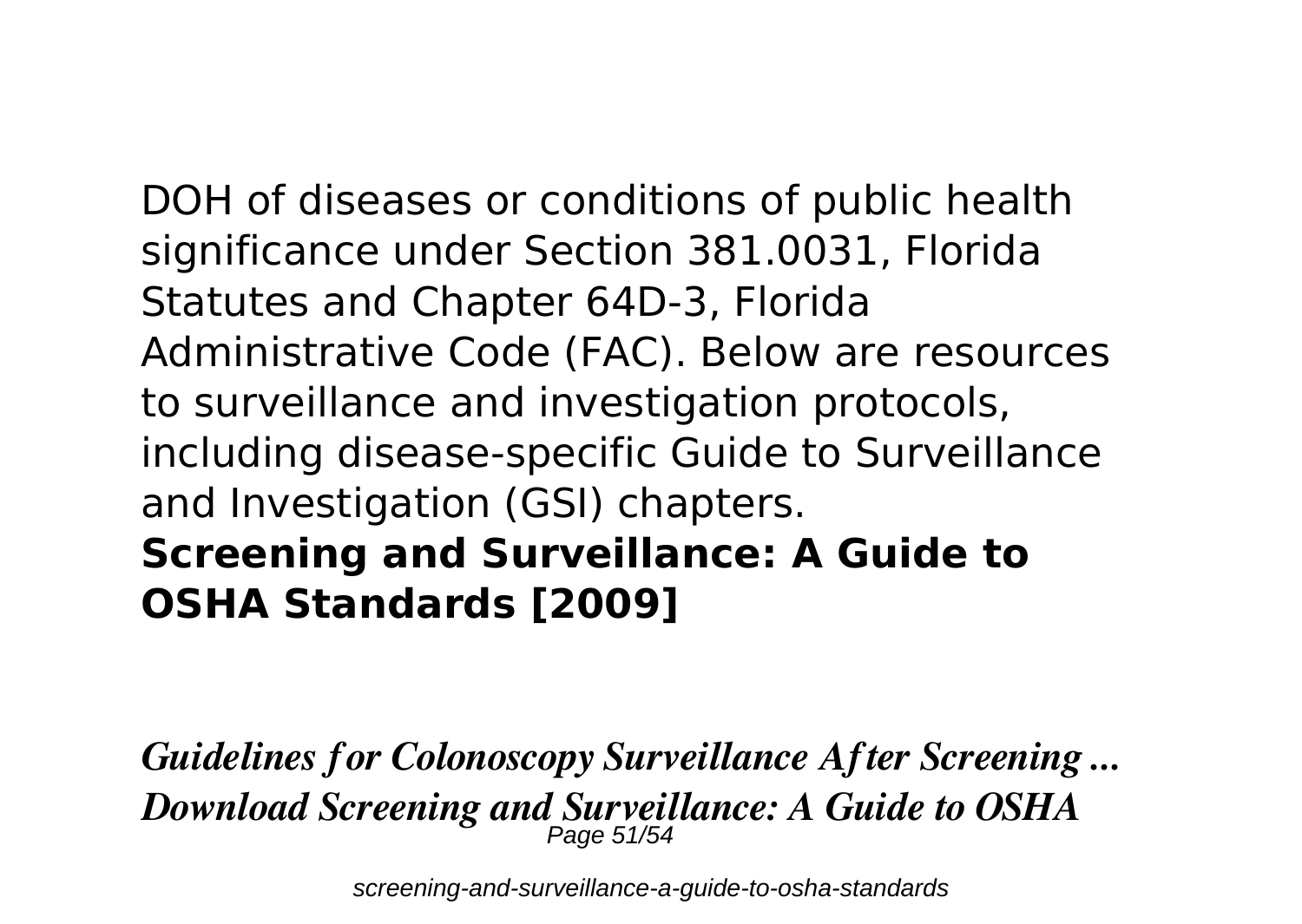DOH of diseases or conditions of public health significance under Section 381.0031, Florida Statutes and Chapter 64D-3, Florida Administrative Code (FAC). Below are resources to surveillance and investigation protocols, including disease-specific Guide to Surveillance and Investigation (GSI) chapters.

**Screening and Surveillance: A Guide to OSHA Standards [2009]**

***Guidelines for Colonoscopy Surveillance After Screening ...***

***Download Screening and Surveillance: A Guide to OSHA***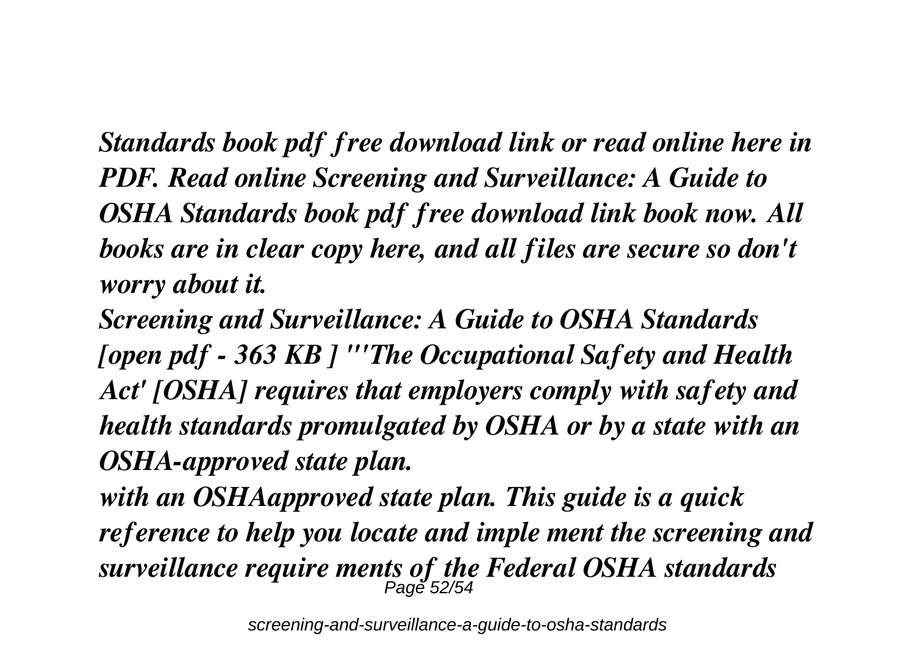*Standards book pdf free download link or read online here in PDF. Read online Screening and Surveillance: A Guide to OSHA Standards book pdf free download link book now. All books are in clear copy here, and all files are secure so don't worry about it.*

*Screening and Surveillance: A Guide to OSHA Standards [open pdf - 363 KB ] "'The Occupational Safety and Health Act' [OSHA] requires that employers comply with safety and health standards promulgated by OSHA or by a state with an OSHA-approved state plan.*

*with an OSHAapproved state plan. This guide is a quick reference to help you locate and imple ment the screening and surveillance require ments of the Federal OSHA standards*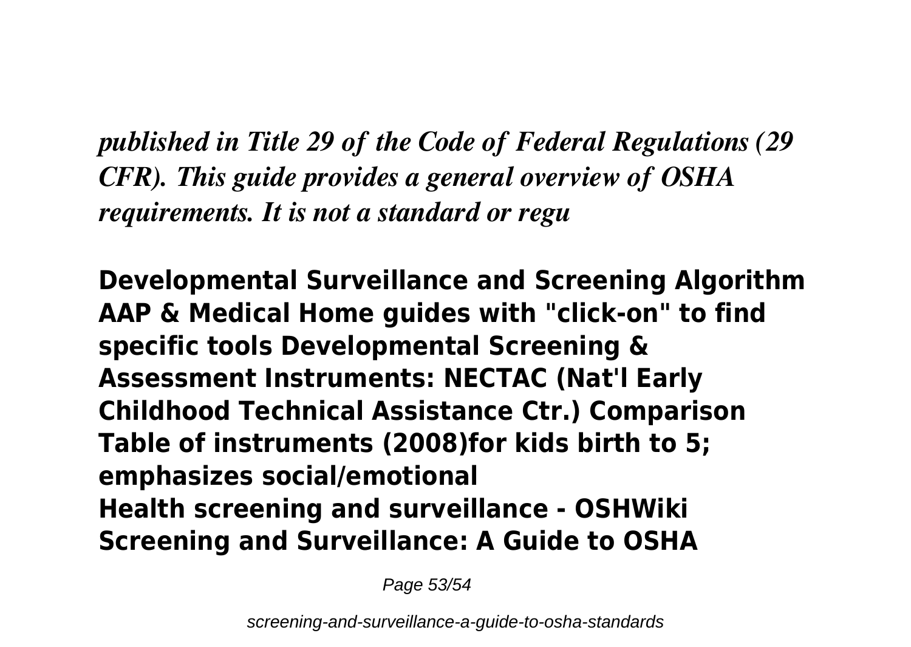*published in Title 29 of the Code of Federal Regulations (29 CFR). This guide provides a general overview of OSHA requirements. It is not a standard or regu*

**Developmental Surveillance and Screening Algorithm AAP & Medical Home guides with "click-on" to find specific tools Developmental Screening & Assessment Instruments: NECTAC (Nat'l Early Childhood Technical Assistance Ctr.) Comparison Table of instruments (2008)for kids birth to 5; emphasizes social/emotional**
**Health screening and surveillance - OSHWiki**
**Screening and Surveillance: A Guide to OSHA**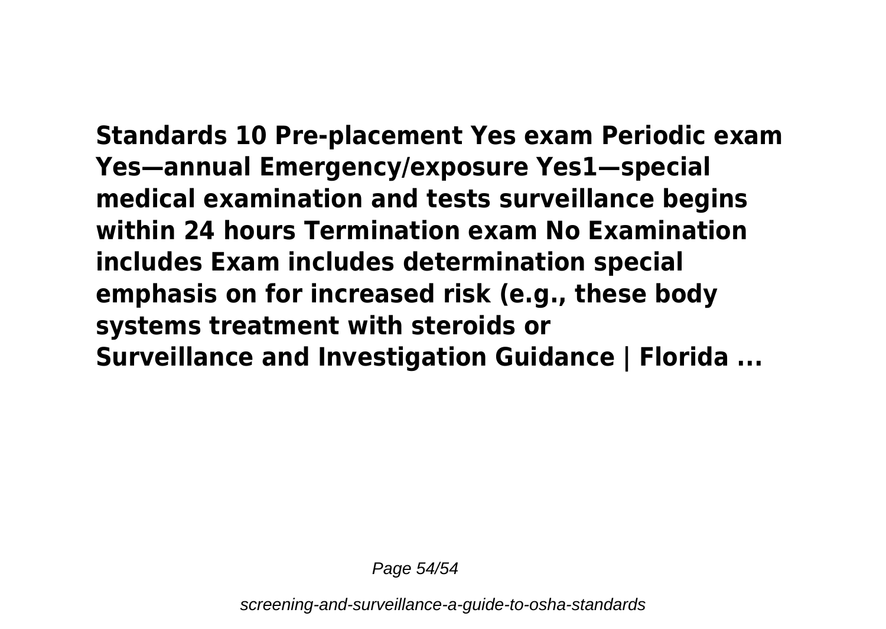**Standards 10 Pre-placement Yes exam Periodic exam Yes—annual Emergency/exposure Yes1—special medical examination and tests surveillance begins within 24 hours Termination exam No Examination includes Exam includes determination special emphasis on for increased risk (e.g., these body systems treatment with steroids or**

**Surveillance and Investigation Guidance | Florida ...**